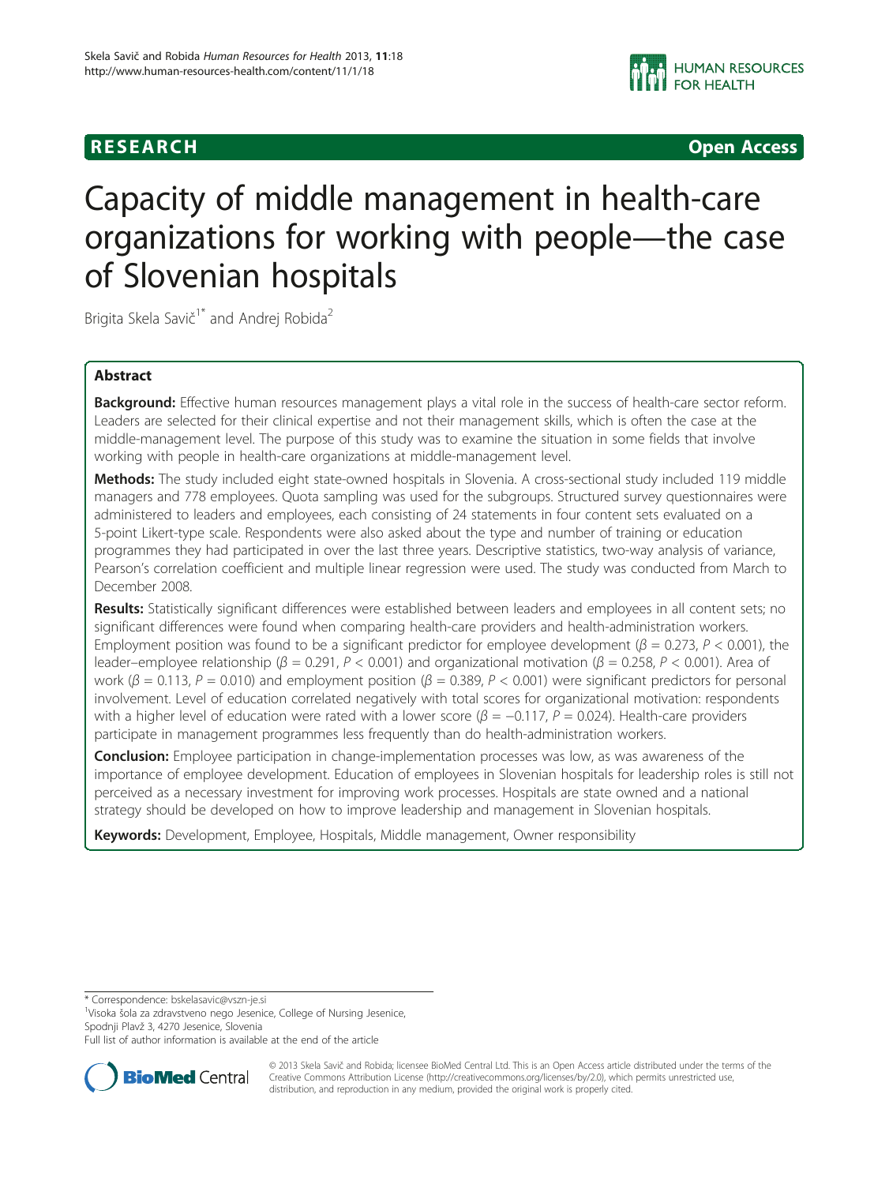**RESEARCH** **Open Access**

# Capacity of middle management in health-care organizations for working with people—the case of Slovenian hospitals

Brigita Skela Savič[1*] and Andrej Robida[2]

## Abstract

**Background:** Effective human resources management plays a vital role in the success of health-care sector reform. Leaders are selected for their clinical expertise and not their management skills, which is often the case at the middle-management level. The purpose of this study was to examine the situation in some fields that involve working with people in health-care organizations at middle-management level.

**Methods:** The study included eight state-owned hospitals in Slovenia. A cross-sectional study included 119 middle managers and 778 employees. Quota sampling was used for the subgroups. Structured survey questionnaires were administered to leaders and employees, each consisting of 24 statements in four content sets evaluated on a 5-point Likert-type scale. Respondents were also asked about the type and number of training or education programmes they had participated in over the last three years. Descriptive statistics, two-way analysis of variance, Pearson's correlation coefficient and multiple linear regression were used. The study was conducted from March to December 2008.

**Results:** Statistically significant differences were established between leaders and employees in all content sets; no significant differences were found when comparing health-care providers and health-administration workers. Employment position was found to be a significant predictor for employee development ($\beta = 0.273$, $P < 0.001$), the leader–employee relationship ($\beta = 0.291$, $P < 0.001$) and organizational motivation ($\beta = 0.258$, $P < 0.001$). Area of work ($\beta = 0.113$, $P = 0.010$) and employment position ($\beta = 0.389$, $P < 0.001$) were significant predictors for personal involvement. Level of education correlated negatively with total scores for organizational motivation: respondents with a higher level of education were rated with a lower score ($\beta = -0.117$, $P = 0.024$). Health-care providers participate in management programmes less frequently than do health-administration workers.

**Conclusion:** Employee participation in change-implementation processes was low, as was awareness of the importance of employee development. Education of employees in Slovenian hospitals for leadership roles is still not perceived as a necessary investment for improving work processes. Hospitals are state owned and a national strategy should be developed on how to improve leadership and management in Slovenian hospitals.

**Keywords:** Development, Employee, Hospitals, Middle management, Owner responsibility

---

* Correspondence: bskelasavic@vszn-je.si
[1]Visoka šola za zdravstveno nego Jesenice, College of Nursing Jesenice, Spodnji Plavž 3, 4270 Jesenice, Slovenia
Full list of author information is available at the end of the article

© 2013 Skela Savič and Robida; licensee BioMed Central Ltd. This is an Open Access article distributed under the terms of the Creative Commons Attribution License (http://creativecommons.org/licenses/by/2.0), which permits unrestricted use, distribution, and reproduction in any medium, provided the original work is properly cited.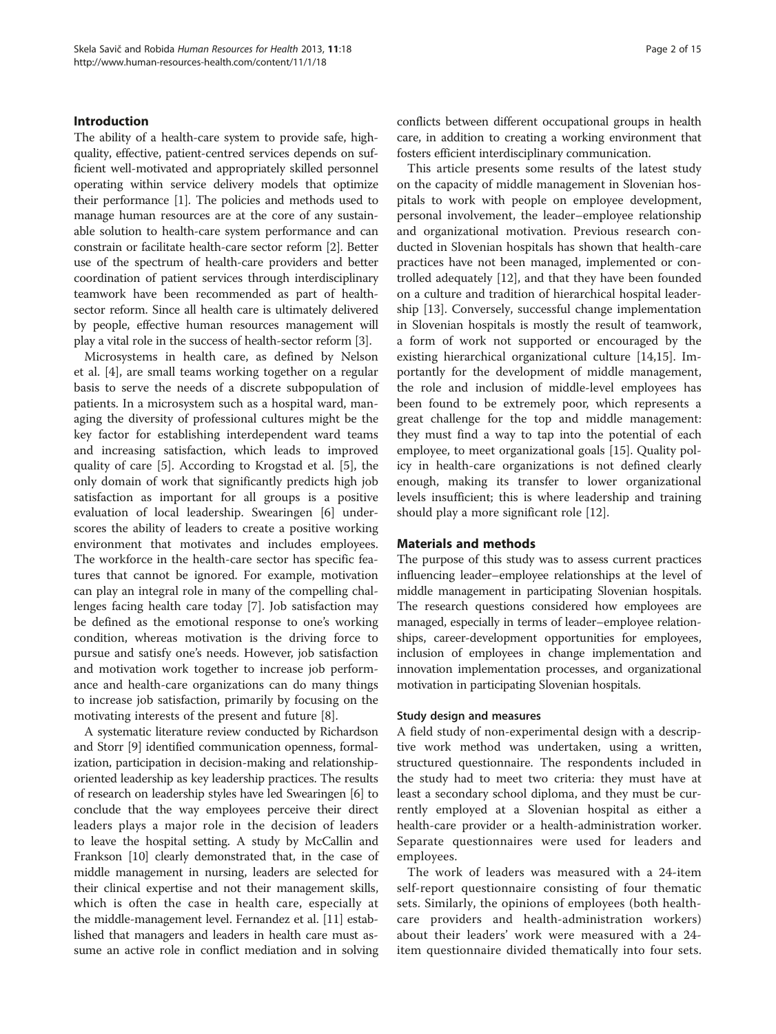## Introduction

The ability of a health-care system to provide safe, high-quality, effective, patient-centred services depends on sufficient well-motivated and appropriately skilled personnel operating within service delivery models that optimize their performance [1]. The policies and methods used to manage human resources are at the core of any sustainable solution to health-care system performance and can constrain or facilitate health-care sector reform [2]. Better use of the spectrum of health-care providers and better coordination of patient services through interdisciplinary teamwork have been recommended as part of health-sector reform. Since all health care is ultimately delivered by people, effective human resources management will play a vital role in the success of health-sector reform [3].

Microsystems in health care, as defined by Nelson et al. [4], are small teams working together on a regular basis to serve the needs of a discrete subpopulation of patients. In a microsystem such as a hospital ward, managing the diversity of professional cultures might be the key factor for establishing interdependent ward teams and increasing satisfaction, which leads to improved quality of care [5]. According to Krogstad et al. [5], the only domain of work that significantly predicts high job satisfaction as important for all groups is a positive evaluation of local leadership. Swearingen [6] underscores the ability of leaders to create a positive working environment that motivates and includes employees. The workforce in the health-care sector has specific features that cannot be ignored. For example, motivation can play an integral role in many of the compelling challenges facing health care today [7]. Job satisfaction may be defined as the emotional response to one's working condition, whereas motivation is the driving force to pursue and satisfy one's needs. However, job satisfaction and motivation work together to increase job performance and health-care organizations can do many things to increase job satisfaction, primarily by focusing on the motivating interests of the present and future [8].

A systematic literature review conducted by Richardson and Storr [9] identified communication openness, formalization, participation in decision-making and relationship-oriented leadership as key leadership practices. The results of research on leadership styles have led Swearingen [6] to conclude that the way employees perceive their direct leaders plays a major role in the decision of leaders to leave the hospital setting. A study by McCallin and Frankson [10] clearly demonstrated that, in the case of middle management in nursing, leaders are selected for their clinical expertise and not their management skills, which is often the case in health care, especially at the middle-management level. Fernandez et al. [11] established that managers and leaders in health care must assume an active role in conflict mediation and in solving conflicts between different occupational groups in health care, in addition to creating a working environment that fosters efficient interdisciplinary communication.

This article presents some results of the latest study on the capacity of middle management in Slovenian hospitals to work with people on employee development, personal involvement, the leader–employee relationship and organizational motivation. Previous research conducted in Slovenian hospitals has shown that health-care practices have not been managed, implemented or controlled adequately [12], and that they have been founded on a culture and tradition of hierarchical hospital leadership [13]. Conversely, successful change implementation in Slovenian hospitals is mostly the result of teamwork, a form of work not supported or encouraged by the existing hierarchical organizational culture [14,15]. Importantly for the development of middle management, the role and inclusion of middle-level employees has been found to be extremely poor, which represents a great challenge for the top and middle management: they must find a way to tap into the potential of each employee, to meet organizational goals [15]. Quality policy in health-care organizations is not defined clearly enough, making its transfer to lower organizational levels insufficient; this is where leadership and training should play a more significant role [12].

## Materials and methods

The purpose of this study was to assess current practices influencing leader–employee relationships at the level of middle management in participating Slovenian hospitals. The research questions considered how employees are managed, especially in terms of leader–employee relationships, career-development opportunities for employees, inclusion of employees in change implementation and innovation implementation processes, and organizational motivation in participating Slovenian hospitals.

### Study design and measures

A field study of non-experimental design with a descriptive work method was undertaken, using a written, structured questionnaire. The respondents included in the study had to meet two criteria: they must have at least a secondary school diploma, and they must be currently employed at a Slovenian hospital as either a health-care provider or a health-administration worker. Separate questionnaires were used for leaders and employees.

The work of leaders was measured with a 24-item self-report questionnaire consisting of four thematic sets. Similarly, the opinions of employees (both health-care providers and health-administration workers) about their leaders' work were measured with a 24-item questionnaire divided thematically into four sets.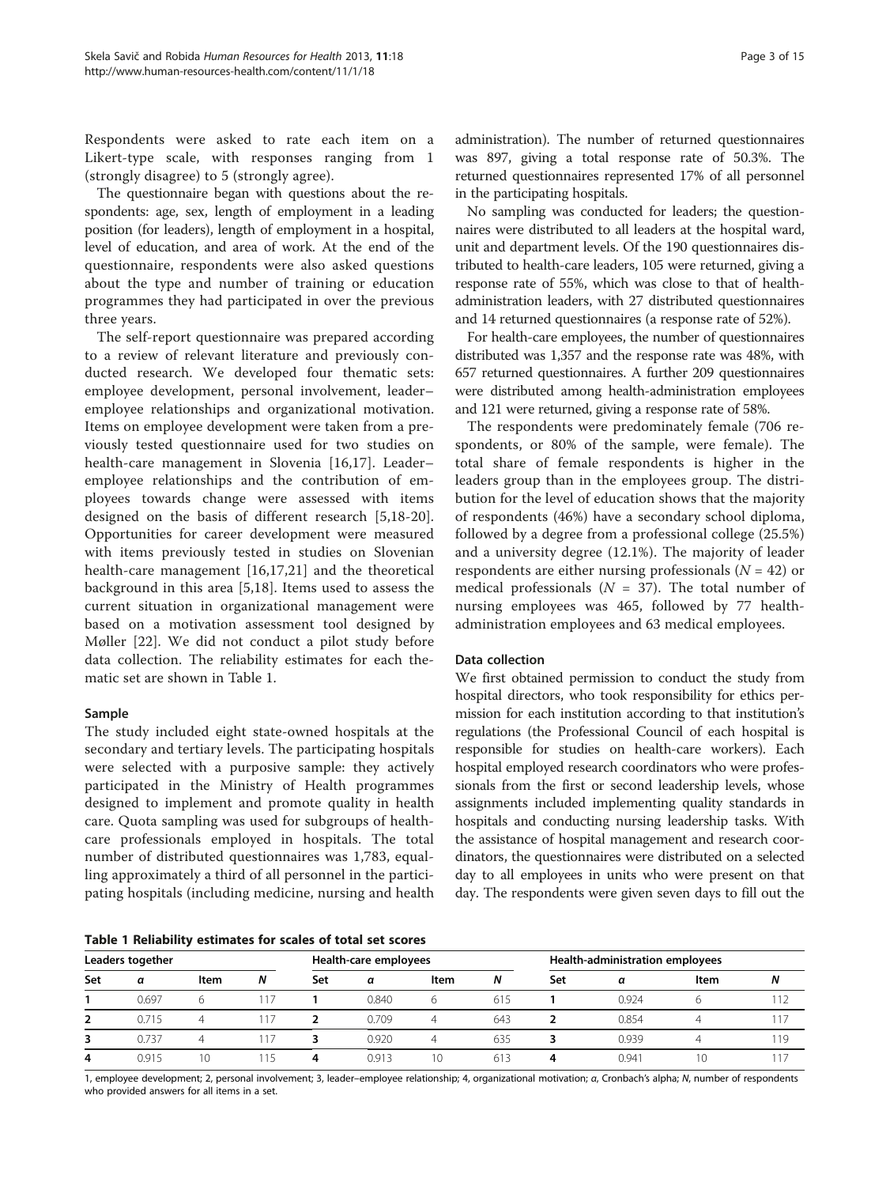Respondents were asked to rate each item on a Likert-type scale, with responses ranging from 1 (strongly disagree) to 5 (strongly agree).

The questionnaire began with questions about the respondents: age, sex, length of employment in a leading position (for leaders), length of employment in a hospital, level of education, and area of work. At the end of the questionnaire, respondents were also asked questions about the type and number of training or education programmes they had participated in over the previous three years.

The self-report questionnaire was prepared according to a review of relevant literature and previously conducted research. We developed four thematic sets: employee development, personal involvement, leader–employee relationships and organizational motivation. Items on employee development were taken from a previously tested questionnaire used for two studies on health-care management in Slovenia [16,17]. Leader–employee relationships and the contribution of employees towards change were assessed with items designed on the basis of different research [5,18-20]. Opportunities for career development were measured with items previously tested in studies on Slovenian health-care management [16,17,21] and the theoretical background in this area [5,18]. Items used to assess the current situation in organizational management were based on a motivation assessment tool designed by Møller [22]. We did not conduct a pilot study before data collection. The reliability estimates for each thematic set are shown in Table 1.

### Sample

The study included eight state-owned hospitals at the secondary and tertiary levels. The participating hospitals were selected with a purposive sample: they actively participated in the Ministry of Health programmes designed to implement and promote quality in health care. Quota sampling was used for subgroups of health-care professionals employed in hospitals. The total number of distributed questionnaires was 1,783, equalling approximately a third of all personnel in the participating hospitals (including medicine, nursing and health administration). The number of returned questionnaires was 897, giving a total response rate of 50.3%. The returned questionnaires represented 17% of all personnel in the participating hospitals.

No sampling was conducted for leaders; the questionnaires were distributed to all leaders at the hospital ward, unit and department levels. Of the 190 questionnaires distributed to health-care leaders, 105 were returned, giving a response rate of 55%, which was close to that of health-administration leaders, with 27 distributed questionnaires and 14 returned questionnaires (a response rate of 52%).

For health-care employees, the number of questionnaires distributed was 1,357 and the response rate was 48%, with 657 returned questionnaires. A further 209 questionnaires were distributed among health-administration employees and 121 were returned, giving a response rate of 58%.

The respondents were predominately female (706 respondents, or 80% of the sample, were female). The total share of female respondents is higher in the leaders group than in the employees group. The distribution for the level of education shows that the majority of respondents (46%) have a secondary school diploma, followed by a degree from a professional college (25.5%) and a university degree (12.1%). The majority of leader respondents are either nursing professionals ($N = 42$) or medical professionals ($N = 37$). The total number of nursing employees was 465, followed by 77 health-administration employees and 63 medical employees.

### Data collection

We first obtained permission to conduct the study from hospital directors, who took responsibility for ethics permission for each institution according to that institution's regulations (the Professional Council of each hospital is responsible for studies on health-care workers). Each hospital employed research coordinators who were professionals from the first or second leadership levels, whose assignments included implementing quality standards in hospitals and conducting nursing leadership tasks. With the assistance of hospital management and research coordinators, the questionnaires were distributed on a selected day to all employees in units who were present on that day. The respondents were given seven days to fill out the

**Table 1 Reliability estimates for scales of total set scores**

| Leaders together | | | | Health-care employees | | | | Health-administration employees | | | |
|---|---|---|---|---|---|---|---|---|---|---|---|
| Set | α | Item | N | Set | α | Item | N | Set | α | Item | N |
| **1** | 0.697 | 6 | 117 | **1** | 0.840 | 6 | 615 | **1** | 0.924 | 6 | 112 |
| **2** | 0.715 | 4 | 117 | **2** | 0.709 | 4 | 643 | **2** | 0.854 | 4 | 117 |
| **3** | 0.737 | 4 | 117 | **3** | 0.920 | 4 | 635 | **3** | 0.939 | 4 | 119 |
| **4** | 0.915 | 10 | 115 | **4** | 0.913 | 10 | 613 | **4** | 0.941 | 10 | 117 |

1, employee development; 2, personal involvement; 3, leader–employee relationship; 4, organizational motivation; α, Cronbach's alpha; N, number of respondents who provided answers for all items in a set.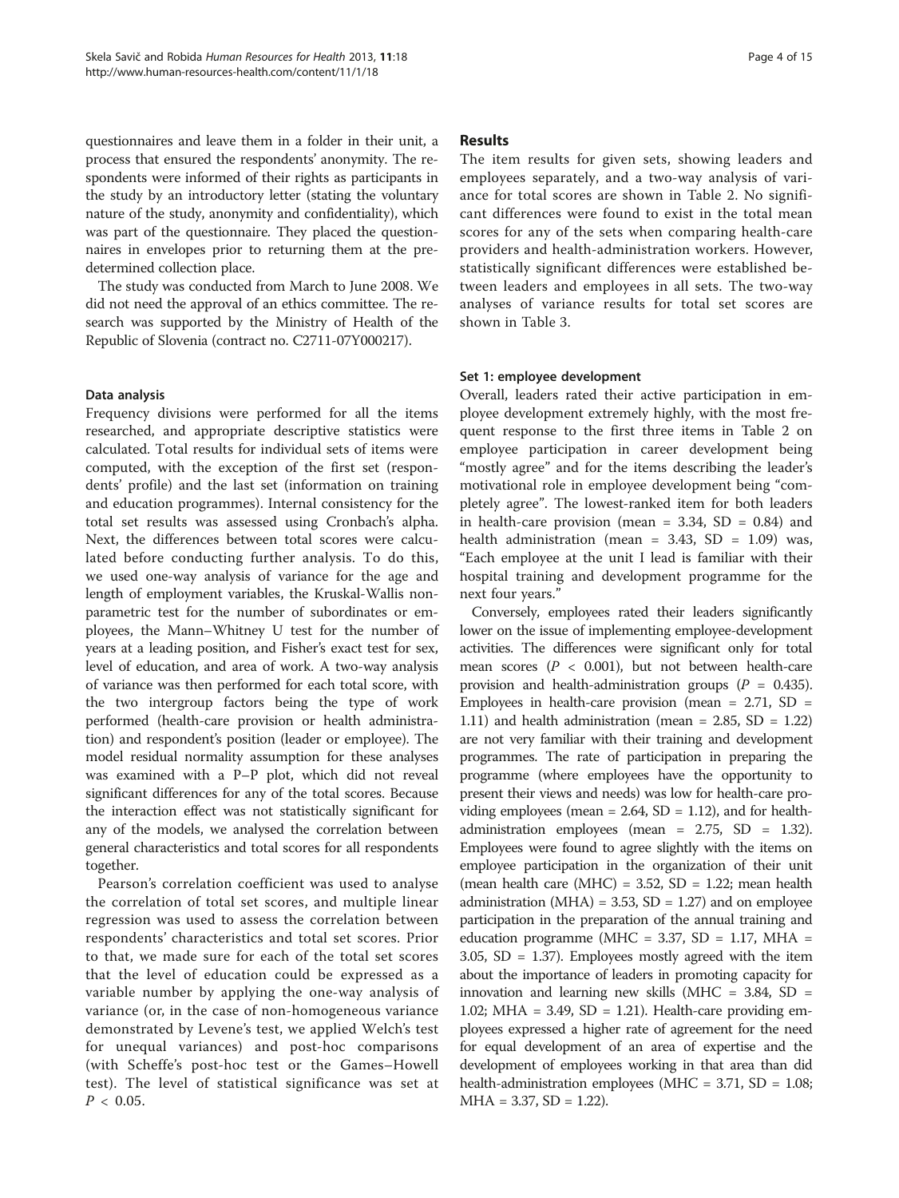questionnaires and leave them in a folder in their unit, a process that ensured the respondents' anonymity. The respondents were informed of their rights as participants in the study by an introductory letter (stating the voluntary nature of the study, anonymity and confidentiality), which was part of the questionnaire. They placed the questionnaires in envelopes prior to returning them at the predetermined collection place.

The study was conducted from March to June 2008. We did not need the approval of an ethics committee. The research was supported by the Ministry of Health of the Republic of Slovenia (contract no. C2711-07Y000217).

### Data analysis

Frequency divisions were performed for all the items researched, and appropriate descriptive statistics were calculated. Total results for individual sets of items were computed, with the exception of the first set (respondents' profile) and the last set (information on training and education programmes). Internal consistency for the total set results was assessed using Cronbach's alpha. Next, the differences between total scores were calculated before conducting further analysis. To do this, we used one-way analysis of variance for the age and length of employment variables, the Kruskal-Wallis nonparametric test for the number of subordinates or employees, the Mann–Whitney U test for the number of years at a leading position, and Fisher's exact test for sex, level of education, and area of work. A two-way analysis of variance was then performed for each total score, with the two intergroup factors being the type of work performed (health-care provision or health administration) and respondent's position (leader or employee). The model residual normality assumption for these analyses was examined with a P–P plot, which did not reveal significant differences for any of the total scores. Because the interaction effect was not statistically significant for any of the models, we analysed the correlation between general characteristics and total scores for all respondents together.

Pearson's correlation coefficient was used to analyse the correlation of total set scores, and multiple linear regression was used to assess the correlation between respondents' characteristics and total set scores. Prior to that, we made sure for each of the total set scores that the level of education could be expressed as a variable number by applying the one-way analysis of variance (or, in the case of non-homogeneous variance demonstrated by Levene's test, we applied Welch's test for unequal variances) and post-hoc comparisons (with Scheffe's post-hoc test or the Games–Howell test). The level of statistical significance was set at $P < 0.05$.

## Results

The item results for given sets, showing leaders and employees separately, and a two-way analysis of variance for total scores are shown in Table 2. No significant differences were found to exist in the total mean scores for any of the sets when comparing health-care providers and health-administration workers. However, statistically significant differences were established between leaders and employees in all sets. The two-way analyses of variance results for total set scores are shown in Table 3.

### Set 1: employee development

Overall, leaders rated their active participation in employee development extremely highly, with the most frequent response to the first three items in Table 2 on employee participation in career development being "mostly agree" and for the items describing the leader's motivational role in employee development being "completely agree". The lowest-ranked item for both leaders in health-care provision (mean = 3.34, SD = 0.84) and health administration (mean = 3.43, SD = 1.09) was, "Each employee at the unit I lead is familiar with their hospital training and development programme for the next four years."

Conversely, employees rated their leaders significantly lower on the issue of implementing employee-development activities. The differences were significant only for total mean scores ($P < 0.001$), but not between health-care provision and health-administration groups ($P = 0.435$). Employees in health-care provision (mean = 2.71, SD = 1.11) and health administration (mean = 2.85, SD = 1.22) are not very familiar with their training and development programmes. The rate of participation in preparing the programme (where employees have the opportunity to present their views and needs) was low for health-care providing employees (mean = 2.64, SD = 1.12), and for health-administration employees (mean = 2.75, SD = 1.32). Employees were found to agree slightly with the items on employee participation in the organization of their unit (mean health care (MHC) = 3.52, SD = 1.22; mean health administration (MHA) = 3.53, SD = 1.27) and on employee participation in the preparation of the annual training and education programme (MHC = 3.37, SD = 1.17, MHA = 3.05, SD = 1.37). Employees mostly agreed with the item about the importance of leaders in promoting capacity for innovation and learning new skills (MHC = 3.84, SD = 1.02; MHA = 3.49, SD = 1.21). Health-care providing employees expressed a higher rate of agreement for the need for equal development of an area of expertise and the development of employees working in that area than did health-administration employees (MHC = 3.71, SD = 1.08; MHA = 3.37, SD = 1.22).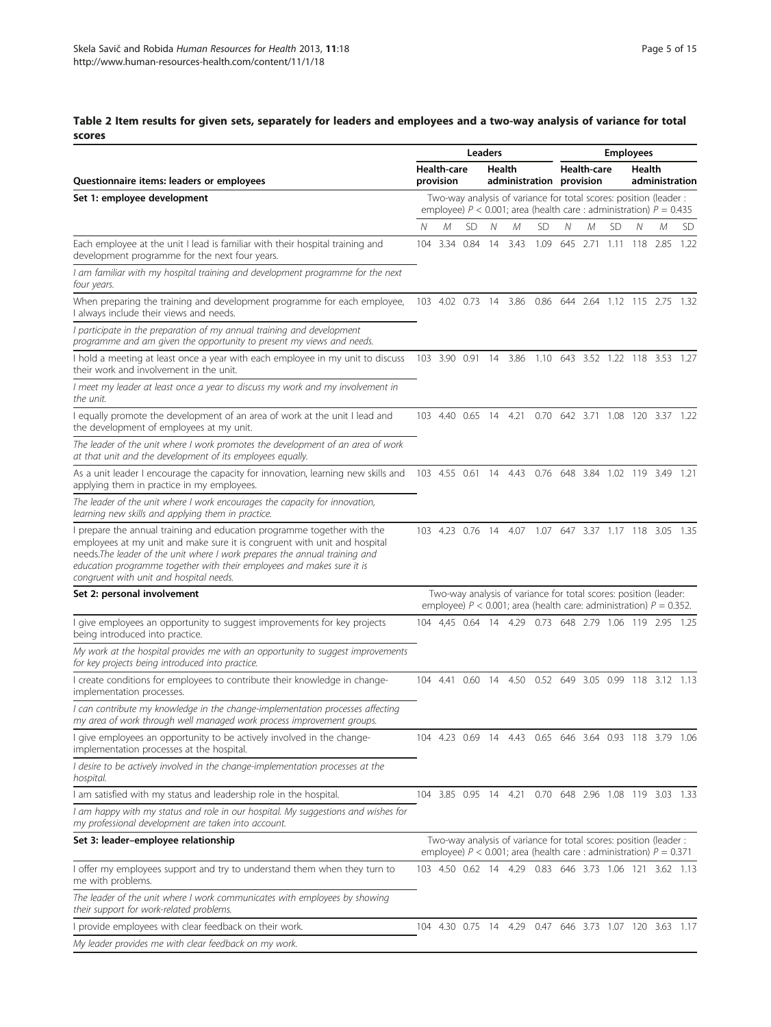**Table 2 Item results for given sets, separately for leaders and employees and a two-way analysis of variance for total scores**

| Questionnaire items: leaders or employees | Leaders | | | | | | Employees | | | | | |
|---|---|---|---|---|---|---|---|---|---|---|---|---|
| | Health-care provision | | | Health administration | | | Health-care provision | | | Health administration | | |
| **Set 1: employee development** | Two-way analysis of variance for total scores: position (leader : employee) $P < 0.001$; area (health care : administration) $P = 0.435$ | | | | | | | | | | | |
| | *N* | *M* | SD | *N* | *M* | SD | *N* | *M* | SD | *N* | *M* | SD |
| Each employee at the unit I lead is familiar with their hospital training and development programme for the next four years. *I am familiar with my hospital training and development programme for the next four years.* | 104 | 3.34 | 0.84 | 14 | 3.43 | 1.09 | 645 | 2.71 | 1.11 | 118 | 2.85 | 1.22 |
| When preparing the training and development programme for each employee, I always include their views and needs. *I participate in the preparation of my annual training and development programme and am given the opportunity to present my views and needs.* | 103 | 4.02 | 0.73 | 14 | 3.86 | 0.86 | 644 | 2.64 | 1.12 | 115 | 2.75 | 1.32 |
| I hold a meeting at least once a year with each employee in my unit to discuss their work and involvement in the unit. *I meet my leader at least once a year to discuss my work and my involvement in the unit.* | 103 | 3.90 | 0.91 | 14 | 3.86 | 1.10 | 643 | 3.52 | 1.22 | 118 | 3.53 | 1.27 |
| I equally promote the development of an area of work at the unit I lead and the development of employees at my unit. *The leader of the unit where I work promotes the development of an area of work at that unit and the development of its employees equally.* | 103 | 4.40 | 0.65 | 14 | 4.21 | 0.70 | 642 | 3.71 | 1.08 | 120 | 3.37 | 1.22 |
| As a unit leader I encourage the capacity for innovation, learning new skills and applying them in practice in my employees. *The leader of the unit where I work encourages the capacity for innovation, learning new skills and applying them in practice.* | 103 | 4.55 | 0.61 | 14 | 4.43 | 0.76 | 648 | 3.84 | 1.02 | 119 | 3.49 | 1.21 |
| I prepare the annual training and education programme together with the employees at my unit and make sure it is congruent with unit and hospital needs. *The leader of the unit where I work prepares the annual training and education programme together with their employees and makes sure it is congruent with unit and hospital needs.* | 103 | 4.23 | 0.76 | 14 | 4.07 | 1.07 | 647 | 3.37 | 1.17 | 118 | 3.05 | 1.35 |
| **Set 2: personal involvement** | Two-way analysis of variance for total scores: position (leader: employee) $P < 0.001$; area (health care: administration) $P = 0.352$. | | | | | | | | | | | |
| I give employees an opportunity to suggest improvements for key projects being introduced into practice. *My work at the hospital provides me with an opportunity to suggest improvements for key projects being introduced into practice.* | 104 | 4,45 | 0.64 | 14 | 4.29 | 0.73 | 648 | 2.79 | 1.06 | 119 | 2.95 | 1.25 |
| I create conditions for employees to contribute their knowledge in change-implementation processes. *I can contribute my knowledge in the change-implementation processes affecting my area of work through well managed work process improvement groups.* | 104 | 4.41 | 0.60 | 14 | 4.50 | 0.52 | 649 | 3.05 | 0.99 | 118 | 3.12 | 1.13 |
| I give employees an opportunity to be actively involved in the change-implementation processes at the hospital. *I desire to be actively involved in the change-implementation processes at the hospital.* | 104 | 4.23 | 0.69 | 14 | 4.43 | 0.65 | 646 | 3.64 | 0.93 | 118 | 3.79 | 1.06 |
| I am satisfied with my status and leadership role in the hospital. *I am happy with my status and role in our hospital. My suggestions and wishes for my professional development are taken into account.* | 104 | 3.85 | 0.95 | 14 | 4.21 | 0.70 | 648 | 2.96 | 1.08 | 119 | 3.03 | 1.33 |
| **Set 3: leader–employee relationship** | Two-way analysis of variance for total scores: position (leader : employee) $P < 0.001$; area (health care : administration) $P = 0.371$ | | | | | | | | | | | |
| I offer my employees support and try to understand them when they turn to me with problems. *The leader of the unit where I work communicates with employees by showing their support for work-related problems.* | 103 | 4.50 | 0.62 | 14 | 4.29 | 0.83 | 646 | 3.73 | 1.06 | 121 | 3.62 | 1.13 |
| I provide employees with clear feedback on their work. *My leader provides me with clear feedback on my work.* | 104 | 4.30 | 0.75 | 14 | 4.29 | 0.47 | 646 | 3.73 | 1.07 | 120 | 3.63 | 1.17 |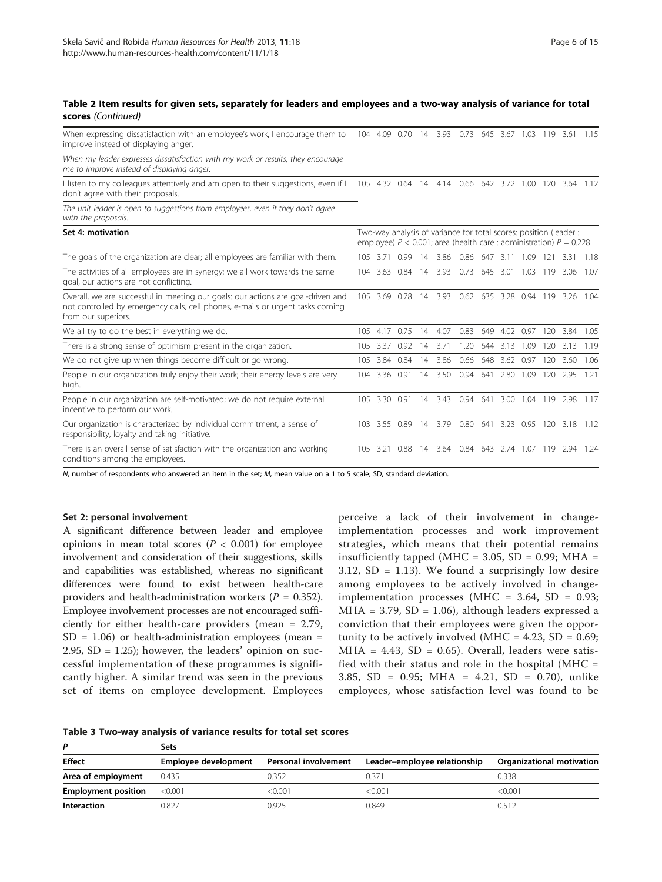**Table 2 Item results for given sets, separately for leaders and employees and a two-way analysis of variance for total scores** *(Continued)*

| | | | | | | | | | | | | |
|---|---|---|---|---|---|---|---|---|---|---|---|---|
| When expressing dissatisfaction with an employee's work, I encourage them to improve instead of displaying anger. | 104 | 4.09 | 0.70 | 14 | 3.93 | 0.73 | 645 | 3.67 | 1.03 | 119 | 3.61 | 1.15 |
| *When my leader expresses dissatisfaction with my work or results, they encourage me to improve instead of displaying anger.* | | | | | | | | | | | | |
| I listen to my colleagues attentively and am open to their suggestions, even if I don't agree with their proposals. | 105 | 4.32 | 0.64 | 14 | 4.14 | 0.66 | 642 | 3.72 | 1.00 | 120 | 3.64 | 1.12 |
| *The unit leader is open to suggestions from employees, even if they don't agree with the proposals.* | | | | | | | | | | | | |
| **Set 4: motivation** | Two-way analysis of variance for total scores: position (leader : employee) $P < 0.001$; area (health care : administration) $P = 0.228$ | | | | | | | | | | | |
| The goals of the organization are clear; all employees are familiar with them. | 105 | 3.71 | 0.99 | 14 | 3.86 | 0.86 | 647 | 3.11 | 1.09 | 121 | 3.31 | 1.18 |
| The activities of all employees are in synergy; we all work towards the same goal, our actions are not conflicting. | 104 | 3.63 | 0.84 | 14 | 3.93 | 0.73 | 645 | 3.01 | 1.03 | 119 | 3.06 | 1.07 |
| Overall, we are successful in meeting our goals: our actions are goal-driven and not controlled by emergency calls, cell phones, e-mails or urgent tasks coming from our superiors. | 105 | 3.69 | 0.78 | 14 | 3.93 | 0.62 | 635 | 3.28 | 0.94 | 119 | 3.26 | 1.04 |
| We all try to do the best in everything we do. | 105 | 4.17 | 0.75 | 14 | 4.07 | 0.83 | 649 | 4.02 | 0.97 | 120 | 3.84 | 1.05 |
| There is a strong sense of optimism present in the organization. | 105 | 3.37 | 0.92 | 14 | 3.71 | 1.20 | 644 | 3.13 | 1.09 | 120 | 3.13 | 1.19 |
| We do not give up when things become difficult or go wrong. | 105 | 3.84 | 0.84 | 14 | 3.86 | 0.66 | 648 | 3.62 | 0.97 | 120 | 3.60 | 1.06 |
| People in our organization truly enjoy their work; their energy levels are very high. | 104 | 3.36 | 0.91 | 14 | 3.50 | 0.94 | 641 | 2.80 | 1.09 | 120 | 2.95 | 1.21 |
| People in our organization are self-motivated; we do not require external incentive to perform our work. | 105 | 3.30 | 0.91 | 14 | 3.43 | 0.94 | 641 | 3.00 | 1.04 | 119 | 2.98 | 1.17 |
| Our organization is characterized by individual commitment, a sense of responsibility, loyalty and taking initiative. | 103 | 3.55 | 0.89 | 14 | 3.79 | 0.80 | 641 | 3.23 | 0.95 | 120 | 3.18 | 1.12 |
| There is an overall sense of satisfaction with the organization and working conditions among the employees. | 105 | 3.21 | 0.88 | 14 | 3.64 | 0.84 | 643 | 2.74 | 1.07 | 119 | 2.94 | 1.24 |

*N*, number of respondents who answered an item in the set; *M*, mean value on a 1 to 5 scale; SD, standard deviation.

### Set 2: personal involvement

A significant difference between leader and employee opinions in mean total scores ($P < 0.001$) for employee involvement and consideration of their suggestions, skills and capabilities was established, whereas no significant differences were found to exist between health-care providers and health-administration workers ($P = 0.352$). Employee involvement processes are not encouraged sufficiently for either health-care providers (mean = 2.79, SD = 1.06) or health-administration employees (mean = 2.95, SD = 1.25); however, the leaders' opinion on successful implementation of these programmes is significantly higher. A similar trend was seen in the previous set of items on employee development. Employees perceive a lack of their involvement in change-implementation processes and work improvement strategies, which means that their potential remains insufficiently tapped (MHC = 3.05, SD = 0.99; MHA = 3.12, SD = 1.13). We found a surprisingly low desire among employees to be actively involved in change-implementation processes (MHC = 3.64, SD = 0.93; MHA = 3.79, SD = 1.06), although leaders expressed a conviction that their employees were given the opportunity to be actively involved (MHC = 4.23, SD = 0.69; MHA = 4.43, SD = 0.65). Overall, leaders were satisfied with their status and role in the hospital (MHC = 3.85, SD = 0.95; MHA = 4.21, SD = 0.70), unlike employees, whose satisfaction level was found to be

**Table 3 Two-way analysis of variance results for total set scores**

| *P* | Sets | | | |
|---|---|---|---|---|
| **Effect** | **Employee development** | **Personal involvement** | **Leader–employee relationship** | **Organizational motivation** |
| **Area of employment** | 0.435 | 0.352 | 0.371 | 0.338 |
| **Employment position** | <0.001 | <0.001 | <0.001 | <0.001 |
| **Interaction** | 0.827 | 0.925 | 0.849 | 0.512 |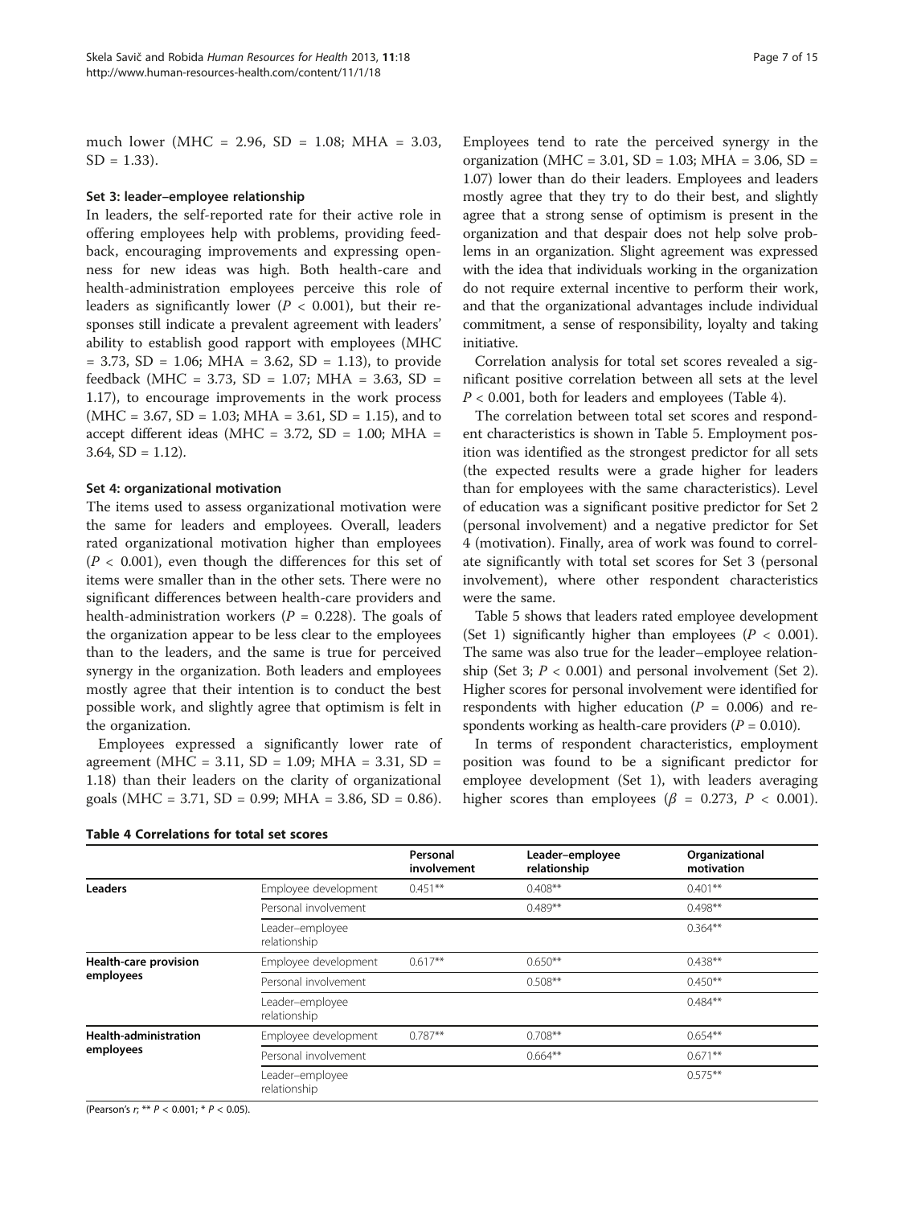much lower (MHC = 2.96, SD = 1.08; MHA = 3.03, SD = 1.33).

#### Set 3: leader–employee relationship

In leaders, the self-reported rate for their active role in offering employees help with problems, providing feedback, encouraging improvements and expressing openness for new ideas was high. Both health-care and health-administration employees perceive this role of leaders as significantly lower ($P < 0.001$), but their responses still indicate a prevalent agreement with leaders' ability to establish good rapport with employees (MHC = 3.73, SD = 1.06; MHA = 3.62, SD = 1.13), to provide feedback (MHC = 3.73, SD = 1.07; MHA = 3.63, SD = 1.17), to encourage improvements in the work process (MHC = 3.67, SD = 1.03; MHA = 3.61, SD = 1.15), and to accept different ideas (MHC = 3.72, SD = 1.00; MHA = 3.64, SD = 1.12).

#### Set 4: organizational motivation

The items used to assess organizational motivation were the same for leaders and employees. Overall, leaders rated organizational motivation higher than employees ($P < 0.001$), even though the differences for this set of items were smaller than in the other sets. There were no significant differences between health-care providers and health-administration workers ($P = 0.228$). The goals of the organization appear to be less clear to the employees than to the leaders, and the same is true for perceived synergy in the organization. Both leaders and employees mostly agree that their intention is to conduct the best possible work, and slightly agree that optimism is felt in the organization.

Employees expressed a significantly lower rate of agreement (MHC = 3.11, SD = 1.09; MHA = 3.31, SD = 1.18) than their leaders on the clarity of organizational goals (MHC = 3.71, SD = 0.99; MHA = 3.86, SD = 0.86). Employees tend to rate the perceived synergy in the organization (MHC = 3.01, SD = 1.03; MHA = 3.06, SD = 1.07) lower than do their leaders. Employees and leaders mostly agree that they try to do their best, and slightly agree that a strong sense of optimism is present in the organization and that despair does not help solve problems in an organization. Slight agreement was expressed with the idea that individuals working in the organization do not require external incentive to perform their work, and that the organizational advantages include individual commitment, a sense of responsibility, loyalty and taking initiative.

Correlation analysis for total set scores revealed a significant positive correlation between all sets at the level $P < 0.001$, both for leaders and employees (Table 4).

The correlation between total set scores and respondent characteristics is shown in Table 5. Employment position was identified as the strongest predictor for all sets (the expected results were a grade higher for leaders than for employees with the same characteristics). Level of education was a significant positive predictor for Set 2 (personal involvement) and a negative predictor for Set 4 (motivation). Finally, area of work was found to correlate significantly with total set scores for Set 3 (personal involvement), where other respondent characteristics were the same.

Table 5 shows that leaders rated employee development (Set 1) significantly higher than employees ($P < 0.001$). The same was also true for the leader–employee relationship (Set 3; $P < 0.001$) and personal involvement (Set 2). Higher scores for personal involvement were identified for respondents with higher education ($P = 0.006$) and respondents working as health-care providers ($P = 0.010$).

In terms of respondent characteristics, employment position was found to be a significant predictor for employee development (Set 1), with leaders averaging higher scores than employees ($\beta = 0.273$, $P < 0.001$).

**Table 4 Correlations for total set scores**

| | | Personal involvement | Leader–employee relationship | Organizational motivation |
|---|---|---|---|---|
| **Leaders** | Employee development | 0.451** | 0.408** | 0.401** |
| | Personal involvement | | 0.489** | 0.498** |
| | Leader–employee relationship | | | 0.364** |
| **Health-care provision employees** | Employee development | 0.617** | 0.650** | 0.438** |
| | Personal involvement | | 0.508** | 0.450** |
| | Leader–employee relationship | | | 0.484** |
| **Health-administration employees** | Employee development | 0.787** | 0.708** | 0.654** |
| | Personal involvement | | 0.664** | 0.671** |
| | Leader–employee relationship | | | 0.575** |

(Pearson's *r*; ** $P < 0.001$; * $P < 0.05$).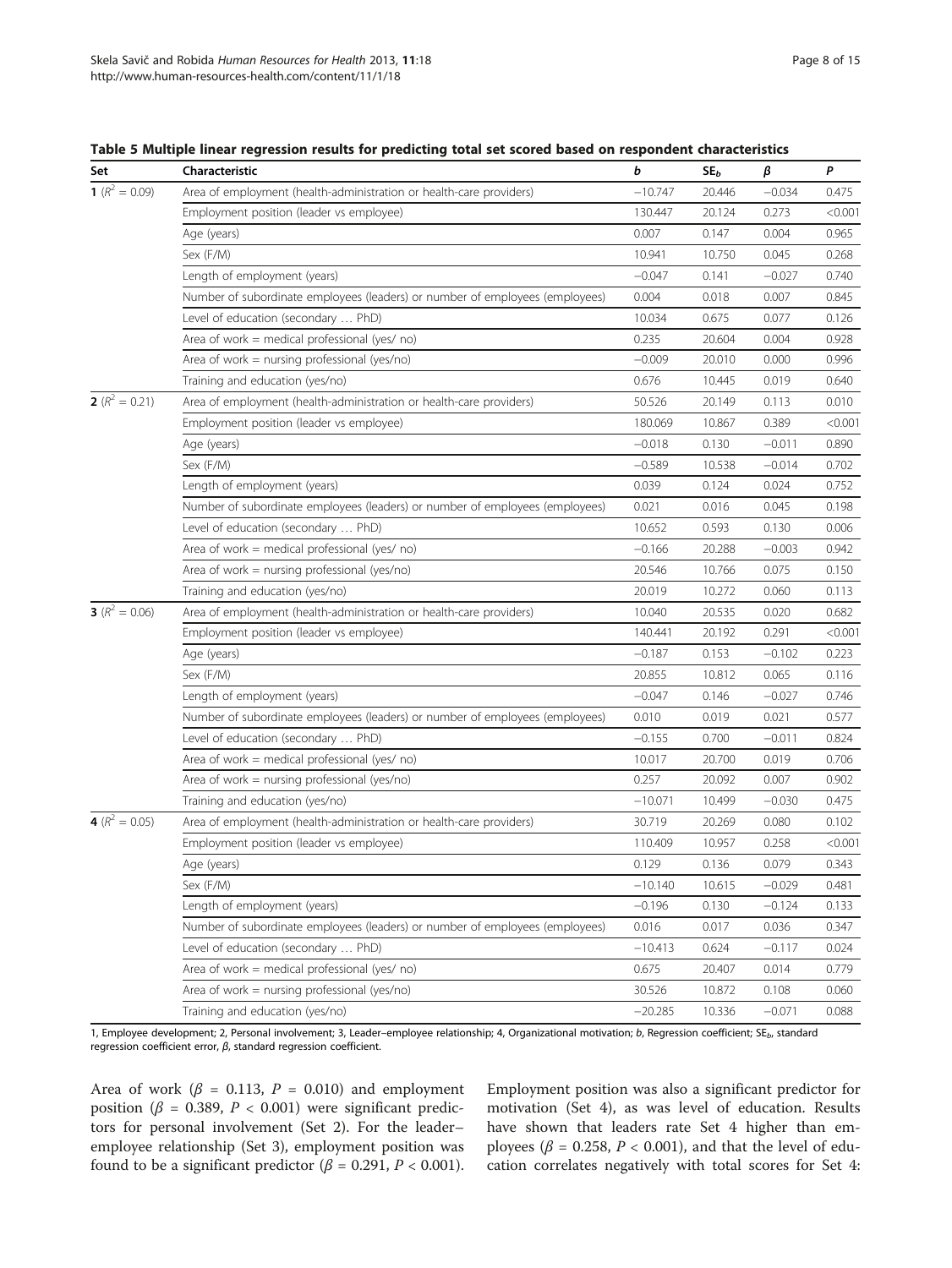**Table 5 Multiple linear regression results for predicting total set scored based on respondent characteristics**

| Set | Characteristic | *b* | $SE_b$ | *β* | *P* |
|---|---|---|---|---|---|
| **1** ($R^2$ = 0.09) | Area of employment (health-administration or health-care providers) | −10.747 | 20.446 | −0.034 | 0.475 |
| | Employment position (leader vs employee) | 130.447 | 20.124 | 0.273 | <0.001 |
| | Age (years) | 0.007 | 0.147 | 0.004 | 0.965 |
| | Sex (F/M) | 10.941 | 10.750 | 0.045 | 0.268 |
| | Length of employment (years) | −0.047 | 0.141 | −0.027 | 0.740 |
| | Number of subordinate employees (leaders) or number of employees (employees) | 0.004 | 0.018 | 0.007 | 0.845 |
| | Level of education (secondary … PhD) | 10.034 | 0.675 | 0.077 | 0.126 |
| | Area of work = medical professional (yes/ no) | 0.235 | 20.604 | 0.004 | 0.928 |
| | Area of work = nursing professional (yes/no) | −0.009 | 20.010 | 0.000 | 0.996 |
| | Training and education (yes/no) | 0.676 | 10.445 | 0.019 | 0.640 |
| **2** ($R^2$ = 0.21) | Area of employment (health-administration or health-care providers) | 50.526 | 20.149 | 0.113 | 0.010 |
| | Employment position (leader vs employee) | 180.069 | 10.867 | 0.389 | <0.001 |
| | Age (years) | −0.018 | 0.130 | −0.011 | 0.890 |
| | Sex (F/M) | −0.589 | 10.538 | −0.014 | 0.702 |
| | Length of employment (years) | 0.039 | 0.124 | 0.024 | 0.752 |
| | Number of subordinate employees (leaders) or number of employees (employees) | 0.021 | 0.016 | 0.045 | 0.198 |
| | Level of education (secondary … PhD) | 10.652 | 0.593 | 0.130 | 0.006 |
| | Area of work = medical professional (yes/ no) | −0.166 | 20.288 | −0.003 | 0.942 |
| | Area of work = nursing professional (yes/no) | 20.546 | 10.766 | 0.075 | 0.150 |
| | Training and education (yes/no) | 20.019 | 10.272 | 0.060 | 0.113 |
| **3** ($R^2$ = 0.06) | Area of employment (health-administration or health-care providers) | 10.040 | 20.535 | 0.020 | 0.682 |
| | Employment position (leader vs employee) | 140.441 | 20.192 | 0.291 | <0.001 |
| | Age (years) | −0.187 | 0.153 | −0.102 | 0.223 |
| | Sex (F/M) | 20.855 | 10.812 | 0.065 | 0.116 |
| | Length of employment (years) | −0.047 | 0.146 | −0.027 | 0.746 |
| | Number of subordinate employees (leaders) or number of employees (employees) | 0.010 | 0.019 | 0.021 | 0.577 |
| | Level of education (secondary … PhD) | −0.155 | 0.700 | −0.011 | 0.824 |
| | Area of work = medical professional (yes/ no) | 10.017 | 20.700 | 0.019 | 0.706 |
| | Area of work = nursing professional (yes/no) | 0.257 | 20.092 | 0.007 | 0.902 |
| | Training and education (yes/no) | −10.071 | 10.499 | −0.030 | 0.475 |
| **4** ($R^2$ = 0.05) | Area of employment (health-administration or health-care providers) | 30.719 | 20.269 | 0.080 | 0.102 |
| | Employment position (leader vs employee) | 110.409 | 10.957 | 0.258 | <0.001 |
| | Age (years) | 0.129 | 0.136 | 0.079 | 0.343 |
| | Sex (F/M) | −10.140 | 10.615 | −0.029 | 0.481 |
| | Length of employment (years) | −0.196 | 0.130 | −0.124 | 0.133 |
| | Number of subordinate employees (leaders) or number of employees (employees) | 0.016 | 0.017 | 0.036 | 0.347 |
| | Level of education (secondary … PhD) | −10.413 | 0.624 | −0.117 | 0.024 |
| | Area of work = medical professional (yes/ no) | 0.675 | 20.407 | 0.014 | 0.779 |
| | Area of work = nursing professional (yes/no) | 30.526 | 10.872 | 0.108 | 0.060 |
| | Training and education (yes/no) | −20.285 | 10.336 | −0.071 | 0.088 |

1, Employee development; 2, Personal involvement; 3, Leader–employee relationship; 4, Organizational motivation; *b*, Regression coefficient; $SE_b$, standard regression coefficient error, *β*, standard regression coefficient.

Area of work ($\beta$ = 0.113, $P$ = 0.010) and employment position ($\beta$ = 0.389, $P$ < 0.001) were significant predictors for personal involvement (Set 2). For the leader–employee relationship (Set 3), employment position was found to be a significant predictor ($\beta$ = 0.291, $P$ < 0.001). Employment position was also a significant predictor for motivation (Set 4), as was level of education. Results have shown that leaders rate Set 4 higher than employees ($\beta$ = 0.258, $P$ < 0.001), and that the level of education correlates negatively with total scores for Set 4: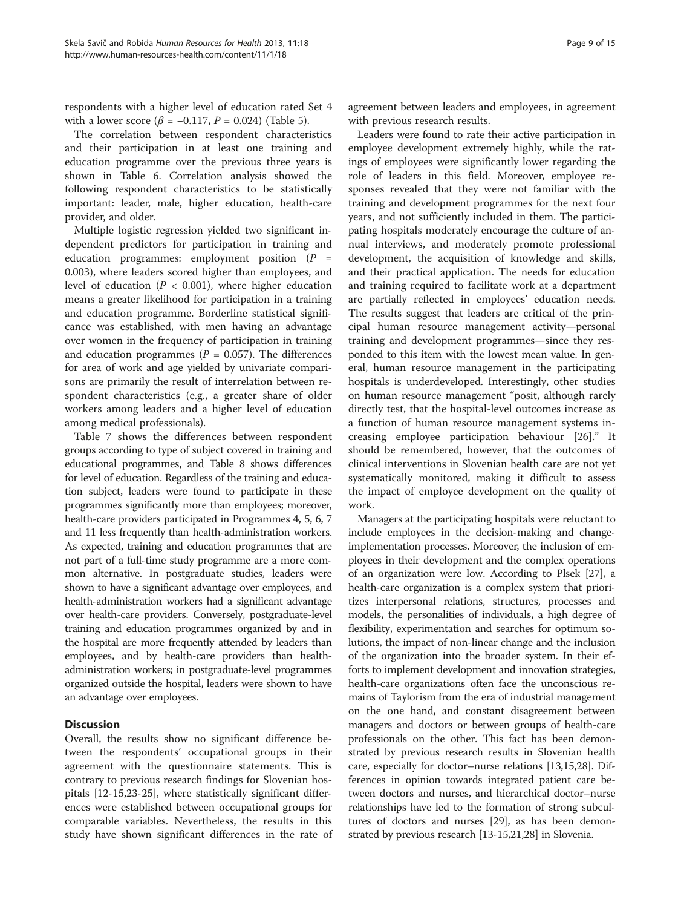respondents with a higher level of education rated Set 4 with a lower score ($\beta = -0.117$, $P = 0.024$) (Table 5).

The correlation between respondent characteristics and their participation in at least one training and education programme over the previous three years is shown in Table 6. Correlation analysis showed the following respondent characteristics to be statistically important: leader, male, higher education, health-care provider, and older.

Multiple logistic regression yielded two significant independent predictors for participation in training and education programmes: employment position ($P = 0.003$), where leaders scored higher than employees, and level of education ($P < 0.001$), where higher education means a greater likelihood for participation in a training and education programme. Borderline statistical significance was established, with men having an advantage over women in the frequency of participation in training and education programmes ($P = 0.057$). The differences for area of work and age yielded by univariate comparisons are primarily the result of interrelation between respondent characteristics (e.g., a greater share of older workers among leaders and a higher level of education among medical professionals).

Table 7 shows the differences between respondent groups according to type of subject covered in training and educational programmes, and Table 8 shows differences for level of education. Regardless of the training and education subject, leaders were found to participate in these programmes significantly more than employees; moreover, health-care providers participated in Programmes 4, 5, 6, 7 and 11 less frequently than health-administration workers. As expected, training and education programmes that are not part of a full-time study programme are a more common alternative. In postgraduate studies, leaders were shown to have a significant advantage over employees, and health-administration workers had a significant advantage over health-care providers. Conversely, postgraduate-level training and education programmes organized by and in the hospital are more frequently attended by leaders than employees, and by health-care providers than health-administration workers; in postgraduate-level programmes organized outside the hospital, leaders were shown to have an advantage over employees.

## Discussion

Overall, the results show no significant difference between the respondents' occupational groups in their agreement with the questionnaire statements. This is contrary to previous research findings for Slovenian hospitals [12-15,23-25], where statistically significant differences were established between occupational groups for comparable variables. Nevertheless, the results in this study have shown significant differences in the rate of agreement between leaders and employees, in agreement with previous research results.

Leaders were found to rate their active participation in employee development extremely highly, while the ratings of employees were significantly lower regarding the role of leaders in this field. Moreover, employee responses revealed that they were not familiar with the training and development programmes for the next four years, and not sufficiently included in them. The participating hospitals moderately encourage the culture of annual interviews, and moderately promote professional development, the acquisition of knowledge and skills, and their practical application. The needs for education and training required to facilitate work at a department are partially reflected in employees' education needs. The results suggest that leaders are critical of the principal human resource management activity—personal training and development programmes—since they responded to this item with the lowest mean value. In general, human resource management in the participating hospitals is underdeveloped. Interestingly, other studies on human resource management "posit, although rarely directly test, that the hospital-level outcomes increase as a function of human resource management systems increasing employee participation behaviour [26]." It should be remembered, however, that the outcomes of clinical interventions in Slovenian health care are not yet systematically monitored, making it difficult to assess the impact of employee development on the quality of work.

Managers at the participating hospitals were reluctant to include employees in the decision-making and change-implementation processes. Moreover, the inclusion of employees in their development and the complex operations of an organization were low. According to Plsek [27], a health-care organization is a complex system that prioritizes interpersonal relations, structures, processes and models, the personalities of individuals, a high degree of flexibility, experimentation and searches for optimum solutions, the impact of non-linear change and the inclusion of the organization into the broader system. In their efforts to implement development and innovation strategies, health-care organizations often face the unconscious remains of Taylorism from the era of industrial management on the one hand, and constant disagreement between managers and doctors or between groups of health-care professionals on the other. This fact has been demonstrated by previous research results in Slovenian health care, especially for doctor–nurse relations [13,15,28]. Differences in opinion towards integrated patient care between doctors and nurses, and hierarchical doctor–nurse relationships have led to the formation of strong subcultures of doctors and nurses [29], as has been demonstrated by previous research [13-15,21,28] in Slovenia.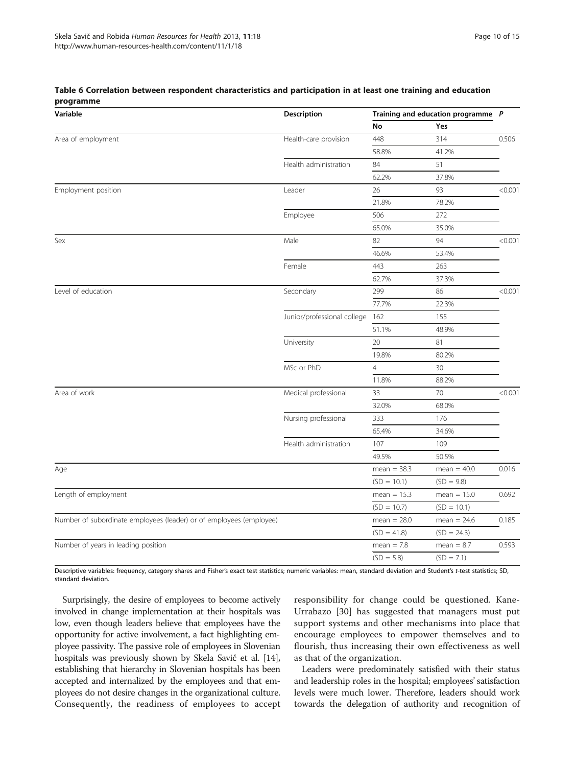**Table 6 Correlation between respondent characteristics and participation in at least one training and education programme**

| Variable | Description | Training and education programme | | *P* |
|---|---|---|---|---|
| | | No | Yes | |
| Area of employment | Health-care provision | 448 | 314 | 0.506 |
| | | 58.8% | 41.2% | |
| | Health administration | 84 | 51 | |
| | | 62.2% | 37.8% | |
| Employment position | Leader | 26 | 93 | <0.001 |
| | | 21.8% | 78.2% | |
| | Employee | 506 | 272 | |
| | | 65.0% | 35.0% | |
| Sex | Male | 82 | 94 | <0.001 |
| | | 46.6% | 53.4% | |
| | Female | 443 | 263 | |
| | | 62.7% | 37.3% | |
| Level of education | Secondary | 299 | 86 | <0.001 |
| | | 77.7% | 22.3% | |
| | Junior/professional college | 162 | 155 | |
| | | 51.1% | 48.9% | |
| | University | 20 | 81 | |
| | | 19.8% | 80.2% | |
| | MSc or PhD | 4 | 30 | |
| | | 11.8% | 88.2% | |
| Area of work | Medical professional | 33 | 70 | <0.001 |
| | | 32.0% | 68.0% | |
| | Nursing professional | 333 | 176 | |
| | | 65.4% | 34.6% | |
| | Health administration | 107 | 109 | |
| | | 49.5% | 50.5% | |
| Age | | mean = 38.3 | mean = 40.0 | 0.016 |
| | | (SD = 10.1) | (SD = 9.8) | |
| Length of employment | | mean = 15.3 | mean = 15.0 | 0.692 |
| | | (SD = 10.7) | (SD = 10.1) | |
| Number of subordinate employees (leader) or of employees (employee) | | mean = 28.0 | mean = 24.6 | 0.185 |
| | | (SD = 41.8) | (SD = 24.3) | |
| Number of years in leading position | | mean = 7.8 | mean = 8.7 | 0.593 |
| | | (SD = 5.8) | (SD = 7.1) | |

Descriptive variables: frequency, category shares and Fisher's exact test statistics; numeric variables: mean, standard deviation and Student's *t*-test statistics; SD, standard deviation.

Surprisingly, the desire of employees to become actively involved in change implementation at their hospitals was low, even though leaders believe that employees have the opportunity for active involvement, a fact highlighting employee passivity. The passive role of employees in Slovenian hospitals was previously shown by Skela Savič et al. [14], establishing that hierarchy in Slovenian hospitals has been accepted and internalized by the employees and that employees do not desire changes in the organizational culture. Consequently, the readiness of employees to accept responsibility for change could be questioned. Kane-Urrabazo [30] has suggested that managers must put support systems and other mechanisms into place that encourage employees to empower themselves and to flourish, thus increasing their own effectiveness as well as that of the organization.

Leaders were predominately satisfied with their status and leadership roles in the hospital; employees' satisfaction levels were much lower. Therefore, leaders should work towards the delegation of authority and recognition of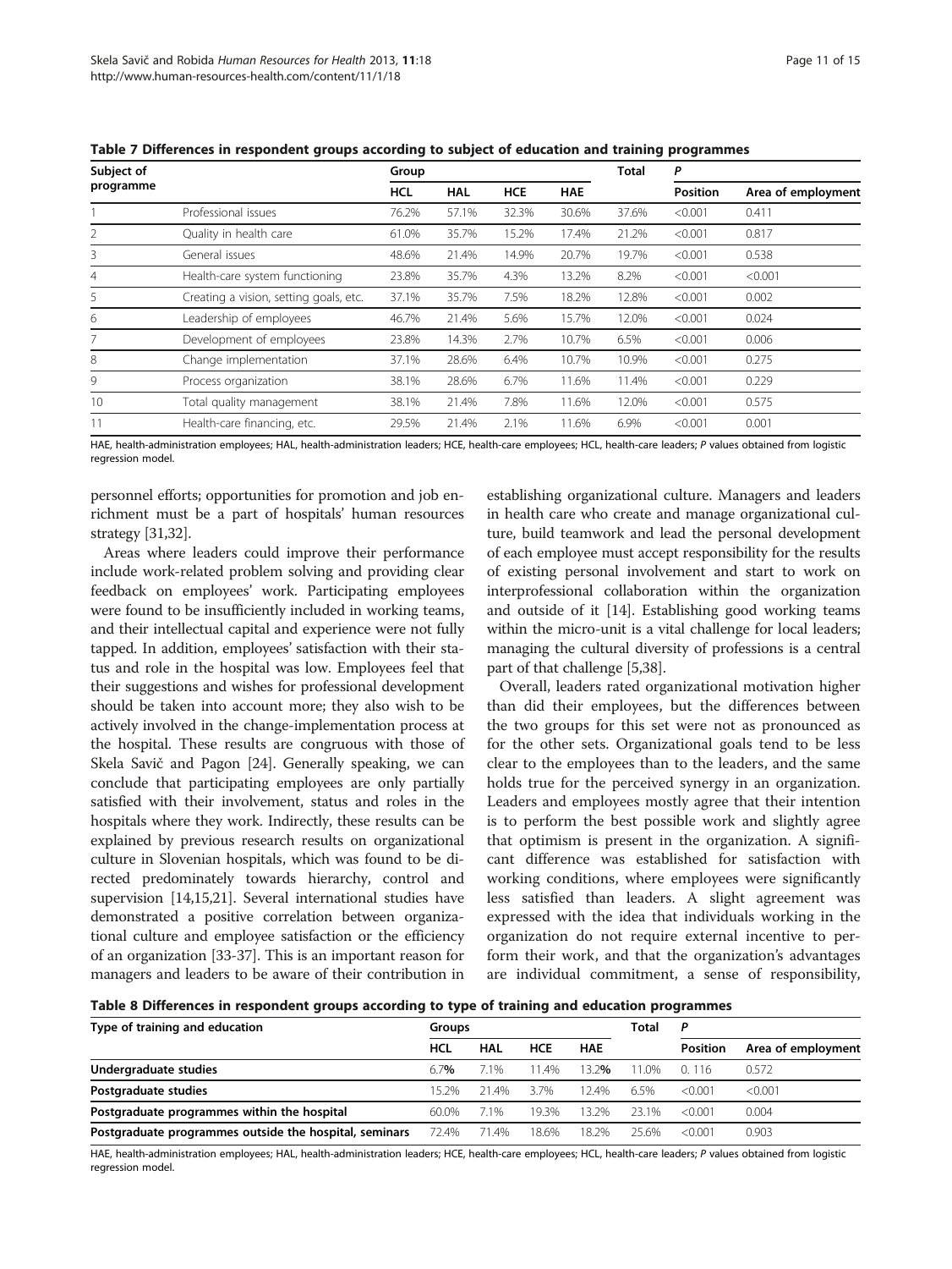**Table 7 Differences in respondent groups according to subject of education and training programmes**

| Subject of programme | | Group | | | | Total | *P* | |
|---|---|---|---|---|---|---|---|---|
| | | HCL | HAL | HCE | HAE | | Position | Area of employment |
| 1 | Professional issues | 76.2% | 57.1% | 32.3% | 30.6% | 37.6% | <0.001 | 0.411 |
| 2 | Quality in health care | 61.0% | 35.7% | 15.2% | 17.4% | 21.2% | <0.001 | 0.817 |
| 3 | General issues | 48.6% | 21.4% | 14.9% | 20.7% | 19.7% | <0.001 | 0.538 |
| 4 | Health-care system functioning | 23.8% | 35.7% | 4.3% | 13.2% | 8.2% | <0.001 | <0.001 |
| 5 | Creating a vision, setting goals, etc. | 37.1% | 35.7% | 7.5% | 18.2% | 12.8% | <0.001 | 0.002 |
| 6 | Leadership of employees | 46.7% | 21.4% | 5.6% | 15.7% | 12.0% | <0.001 | 0.024 |
| 7 | Development of employees | 23.8% | 14.3% | 2.7% | 10.7% | 6.5% | <0.001 | 0.006 |
| 8 | Change implementation | 37.1% | 28.6% | 6.4% | 10.7% | 10.9% | <0.001 | 0.275 |
| 9 | Process organization | 38.1% | 28.6% | 6.7% | 11.6% | 11.4% | <0.001 | 0.229 |
| 10 | Total quality management | 38.1% | 21.4% | 7.8% | 11.6% | 12.0% | <0.001 | 0.575 |
| 11 | Health-care financing, etc. | 29.5% | 21.4% | 2.1% | 11.6% | 6.9% | <0.001 | 0.001 |

HAE, health-administration employees; HAL, health-administration leaders; HCE, health-care employees; HCL, health-care leaders; *P* values obtained from logistic regression model.

personnel efforts; opportunities for promotion and job enrichment must be a part of hospitals' human resources strategy [31,32].

Areas where leaders could improve their performance include work-related problem solving and providing clear feedback on employees' work. Participating employees were found to be insufficiently included in working teams, and their intellectual capital and experience were not fully tapped. In addition, employees' satisfaction with their status and role in the hospital was low. Employees feel that their suggestions and wishes for professional development should be taken into account more; they also wish to be actively involved in the change-implementation process at the hospital. These results are congruous with those of Skela Savič and Pagon [24]. Generally speaking, we can conclude that participating employees are only partially satisfied with their involvement, status and roles in the hospitals where they work. Indirectly, these results can be explained by previous research results on organizational culture in Slovenian hospitals, which was found to be directed predominately towards hierarchy, control and supervision [14,15,21]. Several international studies have demonstrated a positive correlation between organizational culture and employee satisfaction or the efficiency of an organization [33-37]. This is an important reason for managers and leaders to be aware of their contribution in establishing organizational culture. Managers and leaders in health care who create and manage organizational culture, build teamwork and lead the personal development of each employee must accept responsibility for the results of existing personal involvement and start to work on interprofessional collaboration within the organization and outside of it [14]. Establishing good working teams within the micro-unit is a vital challenge for local leaders; managing the cultural diversity of professions is a central part of that challenge [5,38].

Overall, leaders rated organizational motivation higher than did their employees, but the differences between the two groups for this set were not as pronounced as for the other sets. Organizational goals tend to be less clear to the employees than to the leaders, and the same holds true for the perceived synergy in an organization. Leaders and employees mostly agree that their intention is to perform the best possible work and slightly agree that optimism is present in the organization. A significant difference was established for satisfaction with working conditions, where employees were significantly less satisfied than leaders. A slight agreement was expressed with the idea that individuals working in the organization do not require external incentive to perform their work, and that the organization's advantages are individual commitment, a sense of responsibility,

**Table 8 Differences in respondent groups according to type of training and education programmes**

| Type of training and education | Groups | | | | Total | *P* | |
|---|---|---|---|---|---|---|---|
| | HCL | HAL | HCE | HAE | | Position | Area of employment |
| **Undergraduate studies** | 6.7% | 7.1% | 11.4% | 13.2% | 11.0% | 0. 116 | 0.572 |
| **Postgraduate studies** | 15.2% | 21.4% | 3.7% | 12.4% | 6.5% | <0.001 | <0.001 |
| **Postgraduate programmes within the hospital** | 60.0% | 7.1% | 19.3% | 13.2% | 23.1% | <0.001 | 0.004 |
| **Postgraduate programmes outside the hospital, seminars** | 72.4% | 71.4% | 18.6% | 18.2% | 25.6% | <0.001 | 0.903 |

HAE, health-administration employees; HAL, health-administration leaders; HCE, health-care employees; HCL, health-care leaders; *P* values obtained from logistic regression model.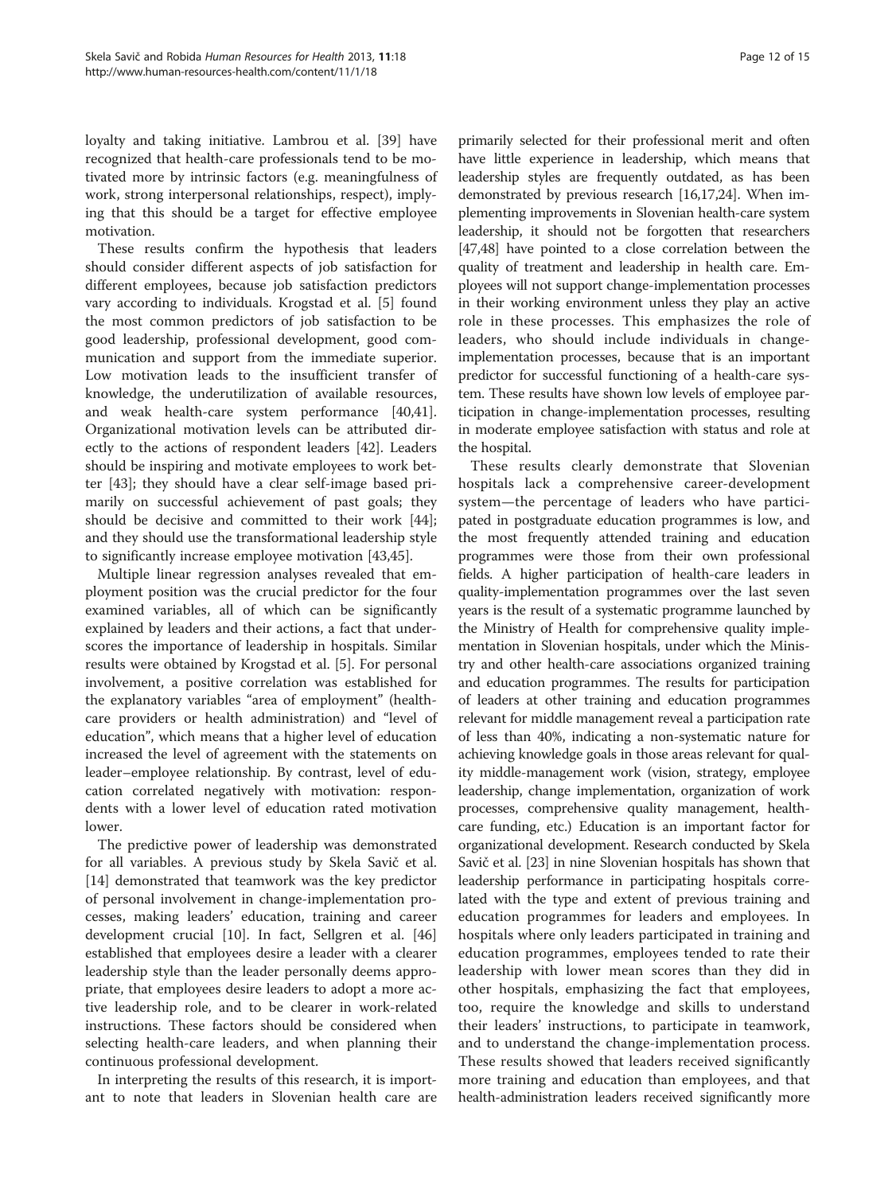loyalty and taking initiative. Lambrou et al. [39] have recognized that health-care professionals tend to be motivated more by intrinsic factors (e.g. meaningfulness of work, strong interpersonal relationships, respect), implying that this should be a target for effective employee motivation.

These results confirm the hypothesis that leaders should consider different aspects of job satisfaction for different employees, because job satisfaction predictors vary according to individuals. Krogstad et al. [5] found the most common predictors of job satisfaction to be good leadership, professional development, good communication and support from the immediate superior. Low motivation leads to the insufficient transfer of knowledge, the underutilization of available resources, and weak health-care system performance [40,41]. Organizational motivation levels can be attributed directly to the actions of respondent leaders [42]. Leaders should be inspiring and motivate employees to work better [43]; they should have a clear self-image based primarily on successful achievement of past goals; they should be decisive and committed to their work [44]; and they should use the transformational leadership style to significantly increase employee motivation [43,45].

Multiple linear regression analyses revealed that employment position was the crucial predictor for the four examined variables, all of which can be significantly explained by leaders and their actions, a fact that underscores the importance of leadership in hospitals. Similar results were obtained by Krogstad et al. [5]. For personal involvement, a positive correlation was established for the explanatory variables "area of employment" (health-care providers or health administration) and "level of education", which means that a higher level of education increased the level of agreement with the statements on leader–employee relationship. By contrast, level of education correlated negatively with motivation: respondents with a lower level of education rated motivation lower.

The predictive power of leadership was demonstrated for all variables. A previous study by Skela Savič et al. [14] demonstrated that teamwork was the key predictor of personal involvement in change-implementation processes, making leaders' education, training and career development crucial [10]. In fact, Sellgren et al. [46] established that employees desire a leader with a clearer leadership style than the leader personally deems appropriate, that employees desire leaders to adopt a more active leadership role, and to be clearer in work-related instructions. These factors should be considered when selecting health-care leaders, and when planning their continuous professional development.

In interpreting the results of this research, it is important to note that leaders in Slovenian health care are primarily selected for their professional merit and often have little experience in leadership, which means that leadership styles are frequently outdated, as has been demonstrated by previous research [16,17,24]. When implementing improvements in Slovenian health-care system leadership, it should not be forgotten that researchers [47,48] have pointed to a close correlation between the quality of treatment and leadership in health care. Employees will not support change-implementation processes in their working environment unless they play an active role in these processes. This emphasizes the role of leaders, who should include individuals in change-implementation processes, because that is an important predictor for successful functioning of a health-care system. These results have shown low levels of employee participation in change-implementation processes, resulting in moderate employee satisfaction with status and role at the hospital.

These results clearly demonstrate that Slovenian hospitals lack a comprehensive career-development system—the percentage of leaders who have participated in postgraduate education programmes is low, and the most frequently attended training and education programmes were those from their own professional fields. A higher participation of health-care leaders in quality-implementation programmes over the last seven years is the result of a systematic programme launched by the Ministry of Health for comprehensive quality implementation in Slovenian hospitals, under which the Ministry and other health-care associations organized training and education programmes. The results for participation of leaders at other training and education programmes relevant for middle management reveal a participation rate of less than 40%, indicating a non-systematic nature for achieving knowledge goals in those areas relevant for quality middle-management work (vision, strategy, employee leadership, change implementation, organization of work processes, comprehensive quality management, health-care funding, etc.) Education is an important factor for organizational development. Research conducted by Skela Savič et al. [23] in nine Slovenian hospitals has shown that leadership performance in participating hospitals correlated with the type and extent of previous training and education programmes for leaders and employees. In hospitals where only leaders participated in training and education programmes, employees tended to rate their leadership with lower mean scores than they did in other hospitals, emphasizing the fact that employees, too, require the knowledge and skills to understand their leaders' instructions, to participate in teamwork, and to understand the change-implementation process. These results showed that leaders received significantly more training and education than employees, and that health-administration leaders received significantly more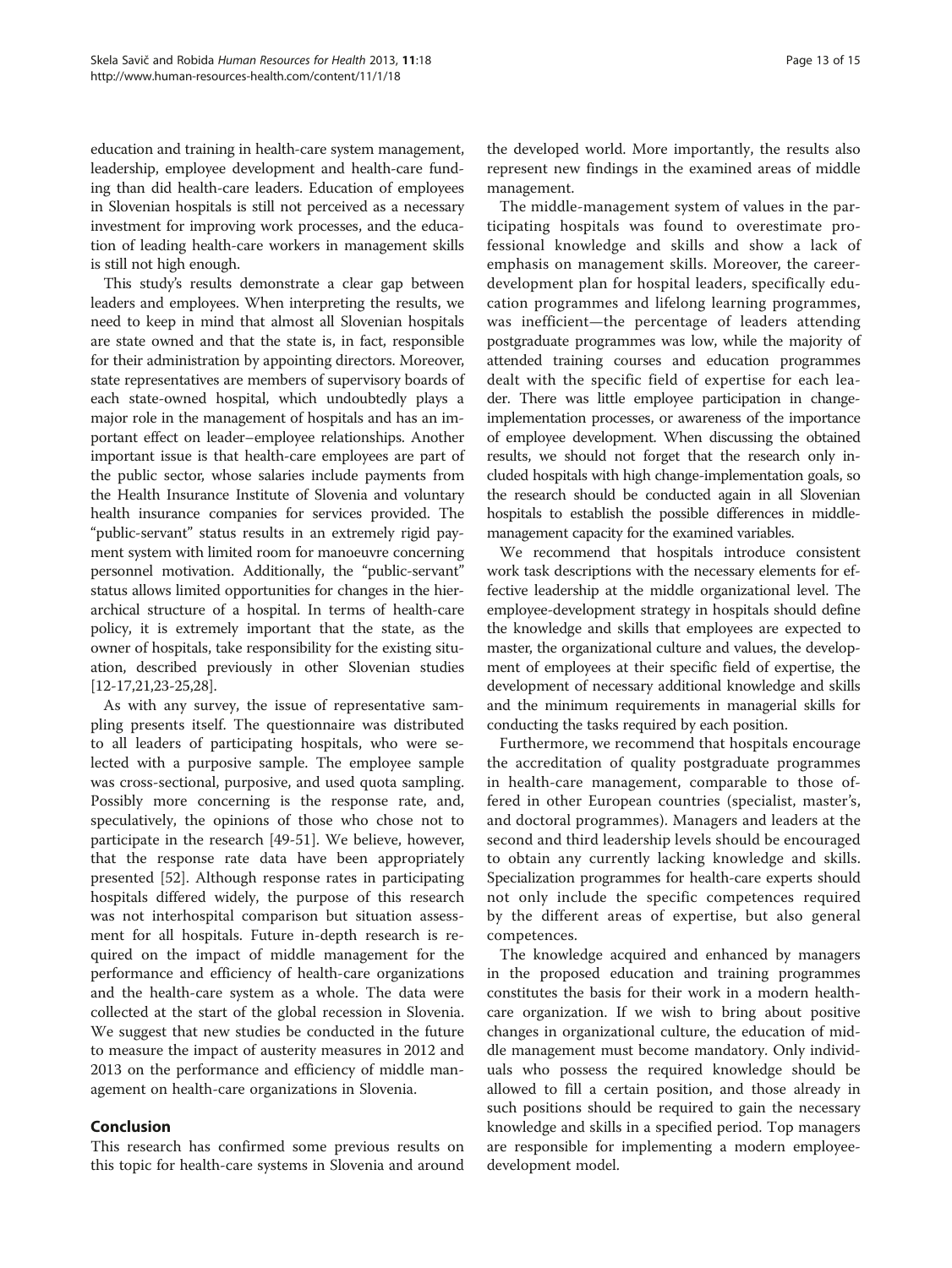education and training in health-care system management, leadership, employee development and health-care funding than did health-care leaders. Education of employees in Slovenian hospitals is still not perceived as a necessary investment for improving work processes, and the education of leading health-care workers in management skills is still not high enough.

This study's results demonstrate a clear gap between leaders and employees. When interpreting the results, we need to keep in mind that almost all Slovenian hospitals are state owned and that the state is, in fact, responsible for their administration by appointing directors. Moreover, state representatives are members of supervisory boards of each state-owned hospital, which undoubtedly plays a major role in the management of hospitals and has an important effect on leader–employee relationships. Another important issue is that health-care employees are part of the public sector, whose salaries include payments from the Health Insurance Institute of Slovenia and voluntary health insurance companies for services provided. The "public-servant" status results in an extremely rigid payment system with limited room for manoeuvre concerning personnel motivation. Additionally, the "public-servant" status allows limited opportunities for changes in the hierarchical structure of a hospital. In terms of health-care policy, it is extremely important that the state, as the owner of hospitals, take responsibility for the existing situation, described previously in other Slovenian studies [12-17,21,23-25,28].

As with any survey, the issue of representative sampling presents itself. The questionnaire was distributed to all leaders of participating hospitals, who were selected with a purposive sample. The employee sample was cross-sectional, purposive, and used quota sampling. Possibly more concerning is the response rate, and, speculatively, the opinions of those who chose not to participate in the research [49-51]. We believe, however, that the response rate data have been appropriately presented [52]. Although response rates in participating hospitals differed widely, the purpose of this research was not interhospital comparison but situation assessment for all hospitals. Future in-depth research is required on the impact of middle management for the performance and efficiency of health-care organizations and the health-care system as a whole. The data were collected at the start of the global recession in Slovenia. We suggest that new studies be conducted in the future to measure the impact of austerity measures in 2012 and 2013 on the performance and efficiency of middle management on health-care organizations in Slovenia.

## Conclusion

This research has confirmed some previous results on this topic for health-care systems in Slovenia and around the developed world. More importantly, the results also represent new findings in the examined areas of middle management.

The middle-management system of values in the participating hospitals was found to overestimate professional knowledge and skills and show a lack of emphasis on management skills. Moreover, the career-development plan for hospital leaders, specifically education programmes and lifelong learning programmes, was inefficient—the percentage of leaders attending postgraduate programmes was low, while the majority of attended training courses and education programmes dealt with the specific field of expertise for each leader. There was little employee participation in change-implementation processes, or awareness of the importance of employee development. When discussing the obtained results, we should not forget that the research only included hospitals with high change-implementation goals, so the research should be conducted again in all Slovenian hospitals to establish the possible differences in middle-management capacity for the examined variables.

We recommend that hospitals introduce consistent work task descriptions with the necessary elements for effective leadership at the middle organizational level. The employee-development strategy in hospitals should define the knowledge and skills that employees are expected to master, the organizational culture and values, the development of employees at their specific field of expertise, the development of necessary additional knowledge and skills and the minimum requirements in managerial skills for conducting the tasks required by each position.

Furthermore, we recommend that hospitals encourage the accreditation of quality postgraduate programmes in health-care management, comparable to those offered in other European countries (specialist, master's, and doctoral programmes). Managers and leaders at the second and third leadership levels should be encouraged to obtain any currently lacking knowledge and skills. Specialization programmes for health-care experts should not only include the specific competences required by the different areas of expertise, but also general competences.

The knowledge acquired and enhanced by managers in the proposed education and training programmes constitutes the basis for their work in a modern health-care organization. If we wish to bring about positive changes in organizational culture, the education of middle management must become mandatory. Only individuals who possess the required knowledge should be allowed to fill a certain position, and those already in such positions should be required to gain the necessary knowledge and skills in a specified period. Top managers are responsible for implementing a modern employee-development model.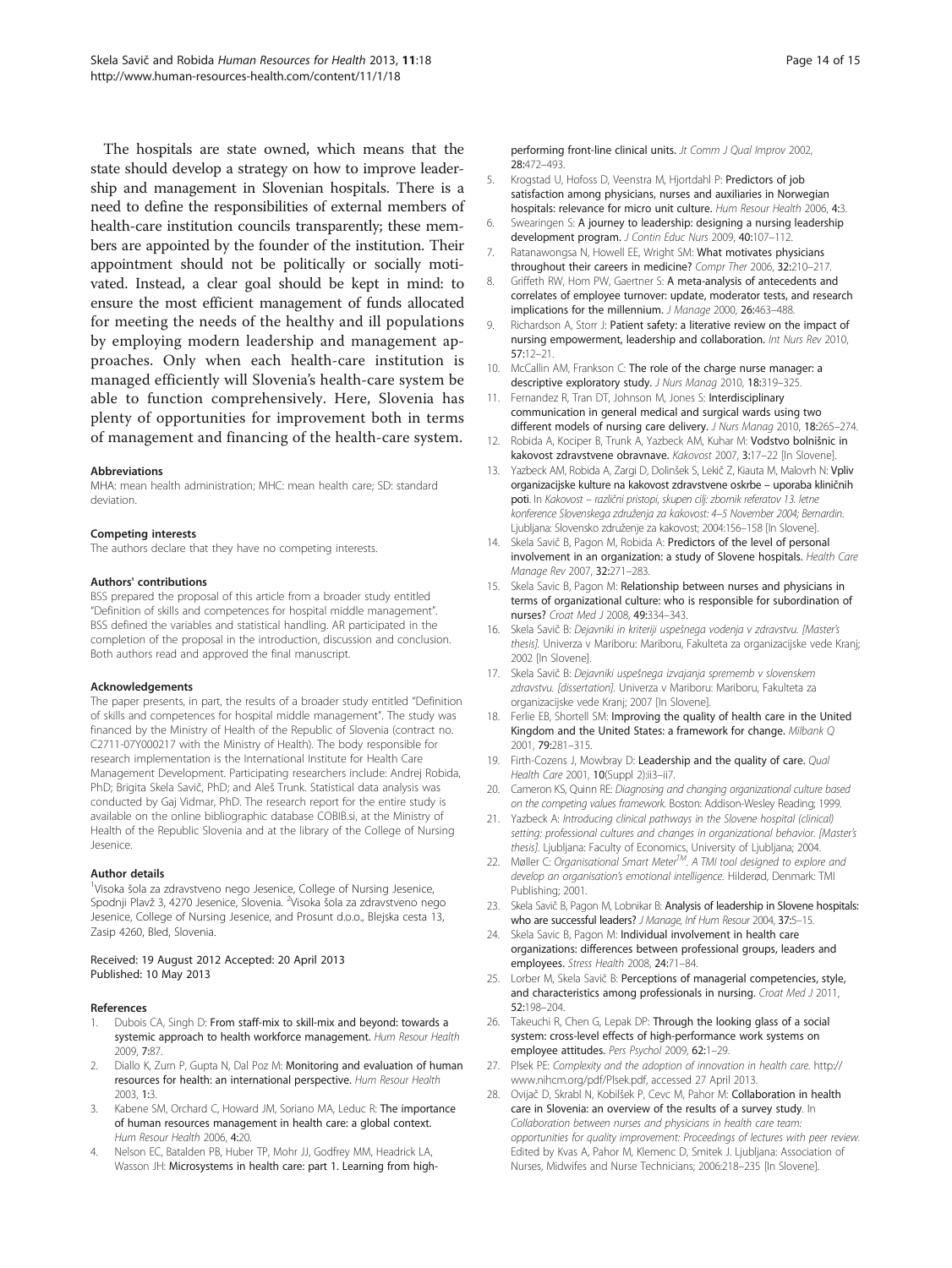The hospitals are state owned, which means that the state should develop a strategy on how to improve leadership and management in Slovenian hospitals. There is a need to define the responsibilities of external members of health-care institution councils transparently; these members are appointed by the founder of the institution. Their appointment should not be politically or socially motivated. Instead, a clear goal should be kept in mind: to ensure the most efficient management of funds allocated for meeting the needs of the healthy and ill populations by employing modern leadership and management approaches. Only when each health-care institution is managed efficiently will Slovenia's health-care system be able to function comprehensively. Here, Slovenia has plenty of opportunities for improvement both in terms of management and financing of the health-care system.

#### Abbreviations
MHA: mean health administration; MHC: mean health care; SD: standard deviation.

#### Competing interests
The authors declare that they have no competing interests.

#### Authors' contributions
BSS prepared the proposal of this article from a broader study entitled "Definition of skills and competences for hospital middle management". BSS defined the variables and statistical handling. AR participated in the completion of the proposal in the introduction, discussion and conclusion. Both authors read and approved the final manuscript.

#### Acknowledgements
The paper presents, in part, the results of a broader study entitled "Definition of skills and competences for hospital middle management". The study was financed by the Ministry of Health of the Republic of Slovenia (contract no. C2711-07Y000217 with the Ministry of Health). The body responsible for research implementation is the International Institute for Health Care Management Development. Participating researchers include: Andrej Robida, PhD; Brigita Skela Savič, PhD; and Aleš Trunk. Statistical data analysis was conducted by Gaj Vidmar, PhD. The research report for the entire study is available on the online bibliographic database COBIB.si, at the Ministry of Health of the Republic Slovenia and at the library of the College of Nursing Jesenice.

#### Author details
[1]Visoka šola za zdravstveno nego Jesenice, College of Nursing Jesenice, Spodnji Plavž 3, 4270 Jesenice, Slovenia. [2]Visoka šola za zdravstveno nego Jesenice, College of Nursing Jesenice, and Prosunt d.o.o., Blejska cesta 13, Zasip 4260, Bled, Slovenia.

Received: 19 August 2012 Accepted: 20 April 2013
Published: 10 May 2013

#### References
1. Dubois CA, Singh D: **From staff-mix to skill-mix and beyond: towards a systemic approach to health workforce management.** *Hum Resour Health* 2009, **7:**87.
2. Diallo K, Zurn P, Gupta N, Dal Poz M: **Monitoring and evaluation of human resources for health: an international perspective.** *Hum Resour Health* 2003, **1:**3.
3. Kabene SM, Orchard C, Howard JM, Soriano MA, Leduc R: **The importance of human resources management in health care: a global context.** *Hum Resour Health* 2006, **4:**20.
4. Nelson EC, Batalden PB, Huber TP, Mohr JJ, Godfrey MM, Headrick LA, Wasson JH: **Microsystems in health care: part 1. Learning from high-performing front-line clinical units.** *Jt Comm J Qual Improv* 2002, **28:**472–493.
5. Krogstad U, Hofoss D, Veenstra M, Hjortdahl P: **Predictors of job satisfaction among physicians, nurses and auxiliaries in Norwegian hospitals: relevance for micro unit culture.** *Hum Resour Health* 2006, **4:**3.
6. Swearingen S: **A journey to leadership: designing a nursing leadership development program.** *J Contin Educ Nurs* 2009, **40:**107–112.
7. Ratanawongsa N, Howell EE, Wright SM: **What motivates physicians throughout their careers in medicine?** *Compr Ther* 2006, **32:**210–217.
8. Griffeth RW, Hom PW, Gaertner S: **A meta-analysis of antecedents and correlates of employee turnover: update, moderator tests, and research implications for the millennium.** *J Manage* 2000, **26:**463–488.
9. Richardson A, Storr J: **Patient safety: a literative review on the impact of nursing empowerment, leadership and collaboration.** *Int Nurs Rev* 2010, **57:**12–21.
10. McCallin AM, Frankson C: **The role of the charge nurse manager: a descriptive exploratory study.** *J Nurs Manag* 2010, **18:**319–325.
11. Fernandez R, Tran DT, Johnson M, Jones S: **Interdisciplinary communication in general medical and surgical wards using two different models of nursing care delivery.** *J Nurs Manag* 2010, **18:**265–274.
12. Robida A, Kociper B, Trunk A, Yazbeck AM, Kuhar M: **Vodstvo bolnišnic in kakovost zdravstvene obravnave.** *Kakovost* 2007, **3:**17–22 [In Slovene].
13. Yazbeck AM, Robida A, Zargi D, Dolinšek S, Lekič Z, Kiauta M, Malovrh N: **Vpliv organizacijske kulture na kakovost zdravstvene oskrbe – uporaba kliničnih poti**. In *Kakovost – različni pristopi, skupen cilj: zbornik referatov 13. letne konference Slovenskega združenja za kakovost: 4–5 November 2004; Bernardin.* Ljubljana: Slovensko združenje za kakovost; 2004:156–158 [In Slovene].
14. Skela Savič B, Pagon M, Robida A: **Predictors of the level of personal involvement in an organization: a study of Slovene hospitals.** *Health Care Manage Rev* 2007, **32:**271–283.
15. Skela Savic B, Pagon M: **Relationship between nurses and physicians in terms of organizational culture: who is responsible for subordination of nurses?** *Croat Med J* 2008, **49:**334–343.
16. Skela Savič B: *Dejavniki in kriteriji uspešnega vodenja v zdravstvu. [Master's thesis].* Univerza v Mariboru: Mariboru, Fakulteta za organizacijske vede Kranj; 2002 [In Slovene].
17. Skela Savič B: *Dejavniki uspešnega izvajanja sprememb v slovenskem zdravstvu. [dissertation].* Univerza v Mariboru: Mariboru, Fakulteta za organizacijske vede Kranj; 2007 [In Slovene].
18. Ferlie EB, Shortell SM: **Improving the quality of health care in the United Kingdom and the United States: a framework for change.** *Milbank Q* 2001, **79:**281–315.
19. Firth-Cozens J, Mowbray D: **Leadership and the quality of care.** *Qual Health Care* 2001, **10**(Suppl 2):ii3–ii7.
20. Cameron KS, Quinn RE: *Diagnosing and changing organizational culture based on the competing values framework.* Boston: Addison-Wesley Reading; 1999.
21. Yazbeck A: *Introducing clinical pathways in the Slovene hospital (clinical) setting: professional cultures and changes in organizational behavior. [Master's thesis].* Ljubljana: Faculty of Economics, University of Ljubljana; 2004.
22. Møller C: *Organisational Smart Meter™. A TMI tool designed to explore and develop an organisation's emotional intelligence.* Hilderød, Denmark: TMI Publishing; 2001.
23. Skela Savič B, Pagon M, Lobnikar B: **Analysis of leadership in Slovene hospitals: who are successful leaders?** *J Manage, Inf Hum Resour* 2004, **37:**5–15.
24. Skela Savic B, Pagon M: **Individual involvement in health care organizations: differences between professional groups, leaders and employees.** *Stress Health* 2008, **24:**71–84.
25. Lorber M, Skela Savič B: **Perceptions of managerial competencies, style, and characteristics among professionals in nursing.** *Croat Med J* 2011, **52:**198–204.
26. Takeuchi R, Chen G, Lepak DP: **Through the looking glass of a social system: cross-level effects of high-performance work systems on employee attitudes.** *Pers Psychol* 2009, **62:**1–29.
27. Plsek PE: *Complexity and the adoption of innovation in health care.* http://www.nihcm.org/pdf/Plsek.pdf, accessed 27 April 2013.
28. Ovijač D, Skrabl N, Kobilšek P, Cevc M, Pahor M: **Collaboration in health care in Slovenia: an overview of the results of a survey study.** In *Collaboration between nurses and physicians in health care team: opportunities for quality improvement: Proceedings of lectures with peer review.* Edited by Kvas A, Pahor M, Klemenc D, Smitek J. Ljubljana: Association of Nurses, Midwifes and Nurse Technicians; 2006:218–235 [In Slovene].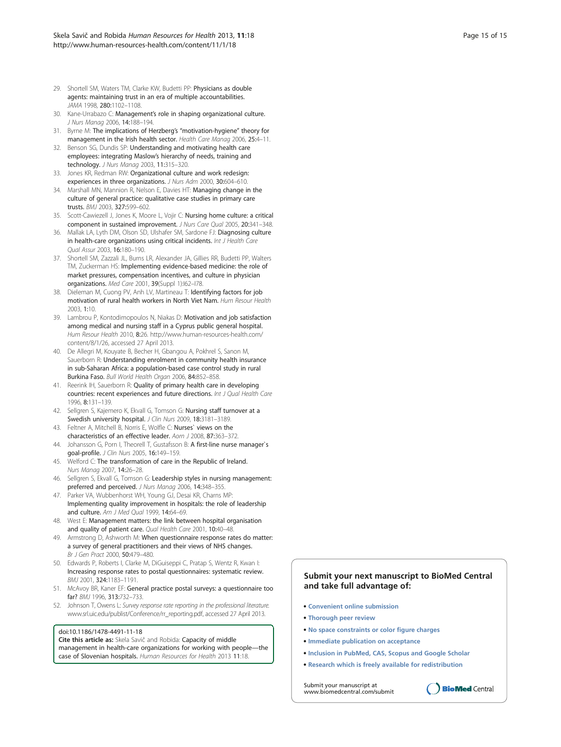29. Shortell SM, Waters TM, Clarke KW, Budetti PP: **Physicians as double agents: maintaining trust in an era of multiple accountabilities.** *JAMA* 1998, **280:**1102–1108.
30. Kane-Urrabazo C: **Management's role in shaping organizational culture.** *J Nurs Manag* 2006, **14:**188–194.
31. Byrne M: **The implications of Herzberg's "motivation-hygiene" theory for management in the Irish health sector.** *Health Care Manag* 2006, **25:**4–11.
32. Benson SG, Dundis SP: **Understanding and motivating health care employees: integrating Maslow's hierarchy of needs, training and technology.** *J Nurs Manag* 2003, **11:**315–320.
33. Jones KR, Redman RW: **Organizational culture and work redesign: experiences in three organizations.** *J Nurs Adm* 2000, **30:**604–610.
34. Marshall MN, Mannion R, Nelson E, Davies HT: **Managing change in the culture of general practice: qualitative case studies in primary care trusts.** *BMJ* 2003, **327:**599–602.
35. Scott-Cawiezell J, Jones K, Moore L, Vojir C: **Nursing home culture: a critical component in sustained improvement.** *J Nurs Care Qual* 2005, **20:**341–348.
36. Mallak LA, Lyth DM, Olson SD, Ulshafer SM, Sardone FJ: **Diagnosing culture in health-care organizations using critical incidents.** *Int J Health Care Qual Assur* 2003, **16:**180–190.
37. Shortell SM, Zazzali JL, Burns LR, Alexander JA, Gillies RR, Budetti PP, Walters TM, Zuckerman HS: **Implementing evidence-based medicine: the role of market pressures, compensation incentives, and culture in physician organizations.** *Med Care* 2001, **39**(Suppl 1):I62–I78.
38. Dieleman M, Cuong PV, Anh LV, Martineau T: **Identifying factors for job motivation of rural health workers in North Viet Nam.** *Hum Resour Health* 2003, **1:**10.
39. Lambrou P, Kontodimopoulos N, Niakas D: **Motivation and job satisfaction among medical and nursing staff in a Cyprus public general hospital.** *Hum Resour Health* 2010, **8:**26. http://www.human-resources-health.com/content/8/1/26, accessed 27 April 2013.
40. De Allegri M, Kouyate B, Becher H, Gbangou A, Pokhrel S, Sanon M, Sauerborn R: **Understanding enrolment in community health insurance in sub-Saharan Africa: a population-based case control study in rural Burkina Faso.** *Bull World Health Organ* 2006, **84:**852–858.
41. Reerink IH, Sauerborn R: **Quality of primary health care in developing countries: recent experiences and future directions.** *Int J Qual Health Care* 1996, **8:**131–139.
42. Sellgren S, Kajemero K, Ekvall G, Tomson G: **Nursing staff turnover at a Swedish university hospital.** *J Clin Nurs* 2009, **18:**3181–3189.
43. Feltner A, Mitchell B, Norris E, Wolfle C: **Nurses` views on the characteristics of an effective leader.** *Aorn J* 2008, **87:**363–372.
44. Johansson G, Porn I, Theorell T, Gustafsson B: **A first-line nurse manager`s goal-profile.** *J Clin Nurs* 2005, **16:**149–159.
45. Welford C: **The transformation of care in the Republic of Ireland.** *Nurs Manag* 2007, **14:**26–28.
46. Sellgren S, Ekvall G, Tomson G: **Leadership styles in nursing management: preferred and perceived.** *J Nurs Manag* 2006, **14:**348–355.
47. Parker VA, Wubbenhorst WH, Young GJ, Desai KR, Charns MP: **Implementing quality improvement in hospitals: the role of leadership and culture.** *Am J Med Qual* 1999, **14:**64–69.
48. West E: **Management matters: the link between hospital organisation and quality of patient care.** *Qual Health Care* 2001, **10:**40–48.
49. Armstrong D, Ashworth M: **When questionnaire response rates do matter: a survey of general practitioners and their views of NHS changes.** *Br J Gen Pract* 2000, **50:**479–480.
50. Edwards P, Roberts I, Clarke M, DiGuiseppi C, Pratap S, Wentz R, Kwan I: **Increasing response rates to postal questionnaires: systematic review.** *BMJ* 2001, **324:**1183–1191.
51. McAvoy BR, Kaner EF: **General practice postal surveys: a questionnaire too far?** *BMJ* 1996, **313:**732–733.
52. Johnson T, Owens L: *Survey response rate reporting in the professional literature.* www.srl.uic.edu/publist/Conference/rr_reporting.pdf, accessed 27 April 2013.

doi:10.1186/1478-4491-11-18
**Cite this article as:** Skela Savič and Robida: Capacity of middle management in health-care organizations for working with people—the case of Slovenian hospitals. *Human Resources for Health* 2013 **11**:18.

**Submit your next manuscript to BioMed Central and take full advantage of:**

- **Convenient online submission**
- **Thorough peer review**
- **No space constraints or color figure charges**
- **Immediate publication on acceptance**
- **Inclusion in PubMed, CAS, Scopus and Google Scholar**
- **Research which is freely available for redistribution**

Submit your manuscript at
www.biomedcentral.com/submit

BioMed Central